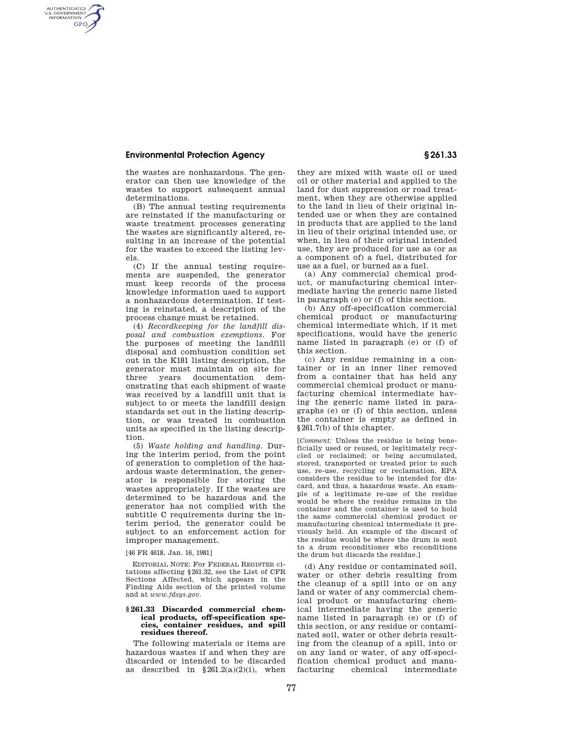the wastes are nonhazardous. The generator can then use knowledge of the wastes to support subsequent annual determinations.

(B) The annual testing requirements are reinstated if the manufacturing or waste treatment processes generating the wastes are significantly altered, resulting in an increase of the potential for the wastes to exceed the listing levels.

(C) If the annual testing requirements are suspended, the generator must keep records of the process knowledge information used to support a nonhazardous determination. If testing is reinstated, a description of the process change must be retained.

(4) *Recordkeeping for the landfill disposal and combustion exemptions.* For the purposes of meeting the landfill disposal and combustion condition set out in the K181 listing description, the generator must maintain on site for three years documentation demonstrating that each shipment of waste was received by a landfill unit that is subject to or meets the landfill design standards set out in the listing description, or was treated in combustion units as specified in the listing description.

(5) *Waste holding and handling.* During the interim period, from the point of generation to completion of the hazardous waste determination, the generator is responsible for storing the wastes appropriately. If the wastes are determined to be hazardous and the generator has not complied with the subtitle C requirements during the interim period, the generator could be subject to an enforcement action for improper management.

[46 FR 4618, Jan. 16, 1981]

EDITORIAL NOTE: For FEDERAL REGISTER citations affecting §261.32, see the List of CFR Sections Affected, which appears in the Finding Aids section of the printed volume and at *www.fdsys.gov*.

### § 261.33 Discarded commercial chemical products, off-specification species, container residues, and spill residues thereof.

The following materials or items are hazardous wastes if and when they are discarded or intended to be discarded as described in §261.2(a)(2)(i), when they are mixed with waste oil or used oil or other material and applied to the land for dust suppression or road treatment, when they are otherwise applied to the land in lieu of their original intended use or when they are contained in products that are applied to the land in lieu of their original intended use, or when, in lieu of their original intended use, they are produced for use as (or as a component of) a fuel, distributed for use as a fuel, or burned as a fuel.

(a) Any commercial chemical product, or manufacturing chemical intermediate having the generic name listed in paragraph (e) or (f) of this section.

(b) Any off-specification commercial chemical product or manufacturing chemical intermediate which, if it met specifications, would have the generic name listed in paragraph (e) or (f) of this section.

(c) Any residue remaining in a container or in an inner liner removed from a container that has held any commercial chemical product or manufacturing chemical intermediate having the generic name listed in paragraphs (e) or (f) of this section, unless the container is empty as defined in §261.7(b) of this chapter.

[*Comment:* Unless the residue is being beneficially used or reused, or legitimately recycled or reclaimed; or being accumulated, stored, transported or treated prior to such use, re-use, recycling or reclamation, EPA considers the residue to be intended for discard, and thus, a hazardous waste. An example of a legitimate re-use of the residue would be where the residue remains in the container and the container is used to hold the same commercial chemical product or manufacturing chemical intermediate it previously held. An example of the discard of the residue would be where the drum is sent to a drum reconditioner who reconditions the drum but discards the residue.]

(d) Any residue or contaminated soil, water or other debris resulting from the cleanup of a spill into or on any land or water of any commercial chemical product or manufacturing chemical intermediate having the generic name listed in paragraph (e) or (f) of this section, or any residue or contaminated soil, water or other debris resulting from the cleanup of a spill, into or on any land or water, of any off-specification chemical product and manufacturing chemical intermediate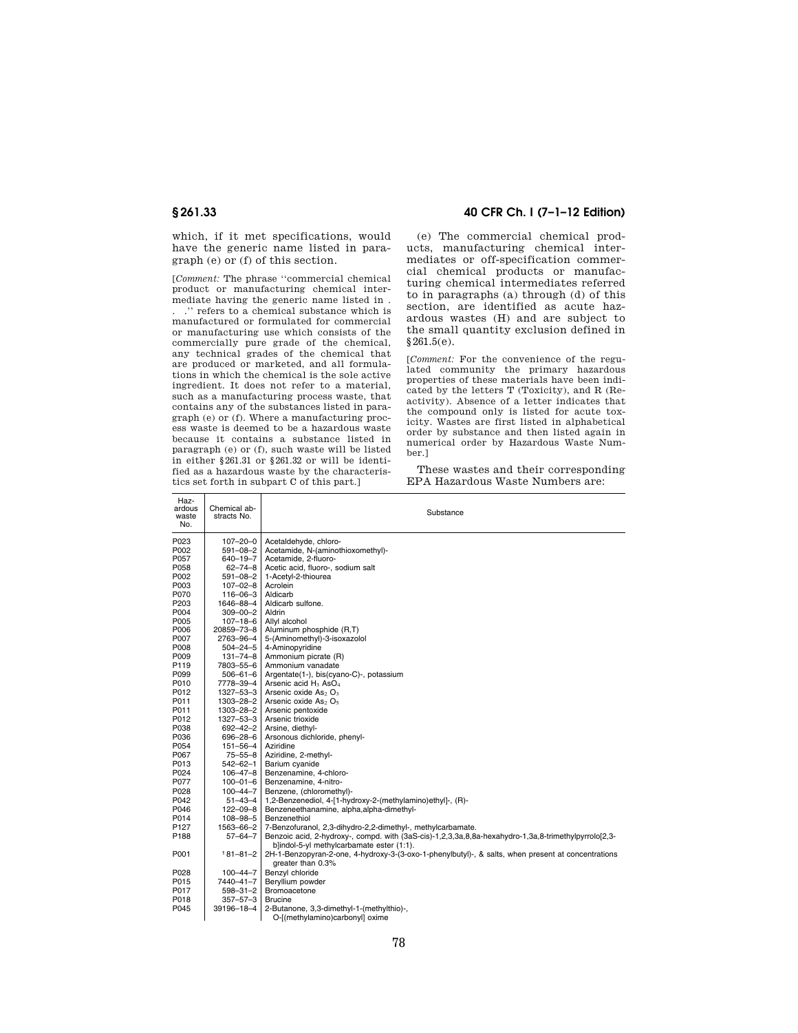which, if it met specifications, would have the generic name listed in paragraph (e) or (f) of this section.

[*Comment:* The phrase ''commercial chemical product or manufacturing chemical intermediate having the generic name listed in . . .'' refers to a chemical substance which is manufactured or formulated for commercial or manufacturing use which consists of the commercially pure grade of the chemical, any technical grades of the chemical that are produced or marketed, and all formulations in which the chemical is the sole active ingredient. It does not refer to a material, such as a manufacturing process waste, that contains any of the substances listed in paragraph (e) or (f). Where a manufacturing process waste is deemed to be a hazardous waste because it contains a substance listed in paragraph (e) or (f), such waste will be listed in either §261.31 or §261.32 or will be identified as a hazardous waste by the characteristics set forth in subpart C of this part.]

(e) The commercial chemical products, manufacturing chemical intermediates or off-specification commercial chemical products or manufacturing chemical intermediates referred to in paragraphs (a) through (d) of this section, are identified as acute hazardous wastes (H) and are subject to the small quantity exclusion defined in §261.5(e).

[*Comment:* For the convenience of the regulated community the primary hazardous properties of these materials have been indicated by the letters T (Toxicity), and R (Reactivity). Absence of a letter indicates that the compound only is listed for acute toxicity. Wastes are first listed in alphabetical order by substance and then listed again in numerical order by Hazardous Waste Number.]

These wastes and their corresponding EPA Hazardous Waste Numbers are:

| Hazardous waste No. | Chemical abstracts No. | Substance |
|---|---|---|
| P023 | 107–20–0 | Acetaldehyde, chloro- |
| P002 | 591–08–2 | Acetamide, N-(aminothioxomethyl)- |
| P057 | 640–19–7 | Acetamide, 2-fluoro- |
| P058 | 62–74–8 | Acetic acid, fluoro-, sodium salt |
| P002 | 591–08–2 | 1-Acetyl-2-thiourea |
| P003 | 107–02–8 | Acrolein |
| P070 | 116–06–3 | Aldicarb |
| P203 | 1646–88–4 | Aldicarb sulfone. |
| P004 | 309–00–2 | Aldrin |
| P005 | 107–18–6 | Allyl alcohol |
| P006 | 20859–73–8 | Aluminum phosphide (R,T) |
| P007 | 2763–96–4 | 5-(Aminomethyl)-3-isoxazolol |
| P008 | 504–24–5 | 4-Aminopyridine |
| P009 | 131–74–8 | Ammonium picrate (R) |
| P119 | 7803–55–6 | Ammonium vanadate |
| P099 | 506–61–6 | Argentate(1-), bis(cyano-C)-, potassium |
| P010 | 7778–39–4 | Arsenic acid $H_3AsO_4$ |
| P012 | 1327–53–3 | Arsenic oxide $As_2O_3$ |
| P011 | 1303–28–2 | Arsenic oxide $As_2O_5$ |
| P011 | 1303–28–2 | Arsenic pentoxide |
| P012 | 1327–53–3 | Arsenic trioxide |
| P038 | 692–42–2 | Arsine, diethyl- |
| P036 | 696–28–6 | Arsonous dichloride, phenyl- |
| P054 | 151–56–4 | Aziridine |
| P067 | 75–55–8 | Aziridine, 2-methyl- |
| P013 | 542–62–1 | Barium cyanide |
| P024 | 106–47–8 | Benzenamine, 4-chloro- |
| P077 | 100–01–6 | Benzenamine, 4-nitro- |
| P028 | 100–44–7 | Benzene, (chloromethyl)- |
| P042 | 51–43–4 | 1,2-Benzenediol, 4-[1-hydroxy-2-(methylamino)ethyl]-, (R)- |
| P046 | 122–09–8 | Benzeneethanamine, alpha,alpha-dimethyl- |
| P014 | 108–98–5 | Benzenethiol |
| P127 | 1563–66–2 | 7-Benzofuranol, 2,3-dihydro-2,2-dimethyl-, methylcarbamate. |
| P188 | 57–64–7 | Benzoic acid, 2-hydroxy-, compd. with (3aS-cis)-1,2,3,3a,8,8a-hexahydro-1,3a,8-trimethylpyrrolo[2,3-b]indol-5-yl methylcarbamate ester (1:1). |
| P001 | [1] 81–81–2 | 2H-1-Benzopyran-2-one, 4-hydroxy-3-(3-oxo-1-phenylbutyl)-, & salts, when present at concentrations greater than 0.3% |
| P028 | 100–44–7 | Benzyl chloride |
| P015 | 7440–41–7 | Beryllium powder |
| P017 | 598–31–2 | Bromoacetone |
| P018 | 357–57–3 | Brucine |
| P045 | 39196–18–4 | 2-Butanone, 3,3-dimethyl-1-(methylthio)-, O-[(methylamino)carbonyl] oxime |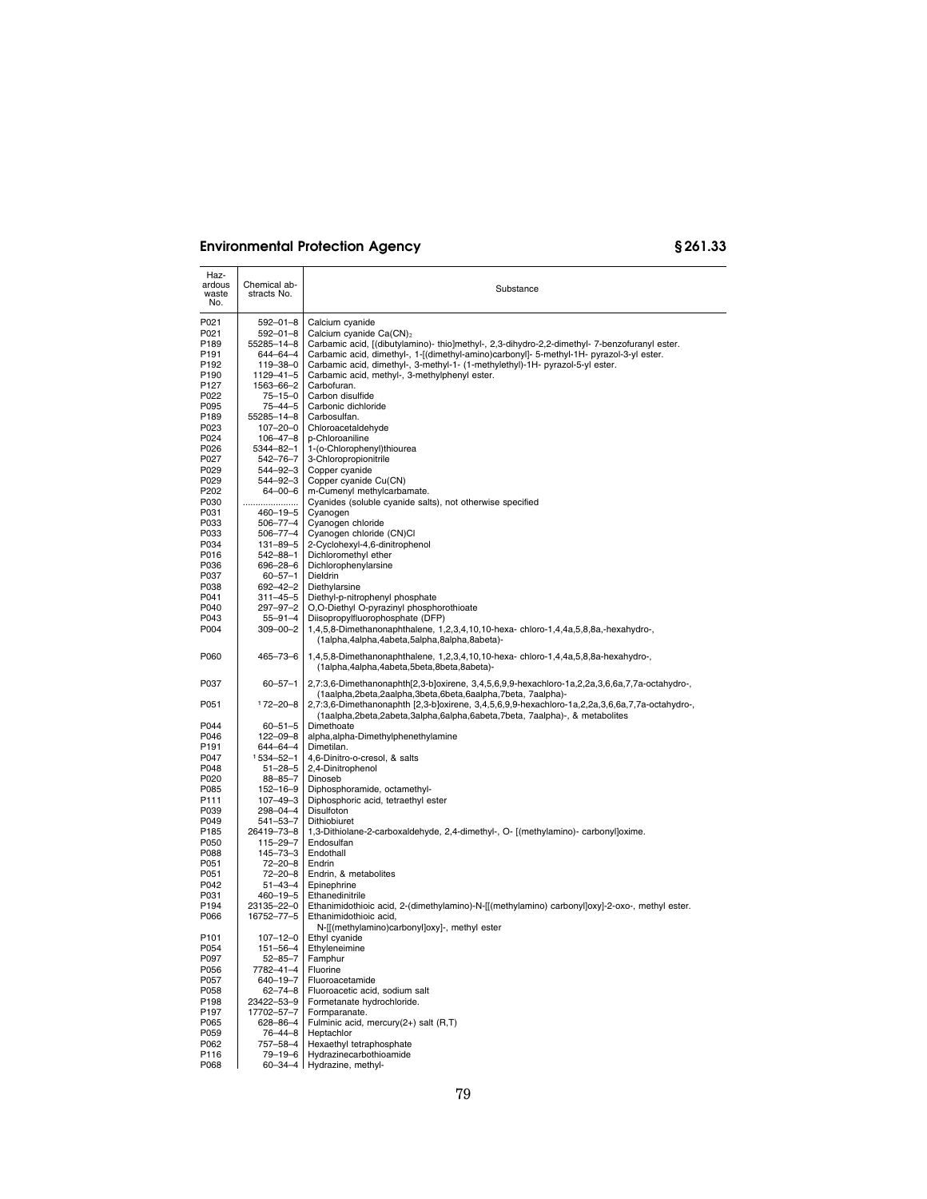| Hazardous waste No. | Chemical abstracts No. | Substance |
| --- | --- | --- |
| P021 | 592–01–8 | Calcium cyanide |
| P021 | 592–01–8 | Calcium cyanide $Ca(CN)_2$ |
| P189 | 55285–14–8 | Carbamic acid, [(dibutylamino)- thio]methyl-, 2,3-dihydro-2,2-dimethyl- 7-benzofuranyl ester. |
| P191 | 644–64–4 | Carbamic acid, dimethyl-, 1-[(dimethyl-amino)carbonyl]- 5-methyl-1H- pyrazol-3-yl ester. |
| P192 | 119–38–0 | Carbamic acid, dimethyl-, 3-methyl-1- (1-methylethyl)-1H- pyrazol-5-yl ester. |
| P190 | 1129–41–5 | Carbamic acid, methyl-, 3-methylphenyl ester. |
| P127 | 1563–66–2 | Carbofuran. |
| P022 | 75–15–0 | Carbon disulfide |
| P095 | 75–44–5 | Carbonic dichloride |
| P189 | 55285–14–8 | Carbosulfan. |
| P023 | 107–20–0 | Chloroacetaldehyde |
| P024 | 106–47–8 | p-Chloroaniline |
| P026 | 5344–82–1 | 1-(o-Chlorophenyl)thiourea |
| P027 | 542–76–7 | 3-Chloropropionitrile |
| P029 | 544–92–3 | Copper cyanide |
| P029 | 544–92–3 | Copper cyanide Cu(CN) |
| P202 | 64–00–6 | m-Cumenyl methylcarbamate. |
| P030 | .................... | Cyanides (soluble cyanide salts), not otherwise specified |
| P031 | 460–19–5 | Cyanogen |
| P033 | 506–77–4 | Cyanogen chloride |
| P033 | 506–77–4 | Cyanogen chloride (CN)Cl |
| P034 | 131–89–5 | 2-Cyclohexyl-4,6-dinitrophenol |
| P016 | 542–88–1 | Dichloromethyl ether |
| P036 | 696–28–6 | Dichlorophenylarsine |
| P037 | 60–57–1 | Dieldrin |
| P038 | 692–42–2 | Diethylarsine |
| P041 | 311–45–5 | Diethyl-p-nitrophenyl phosphate |
| P040 | 297–97–2 | O,O-Diethyl O-pyrazinyl phosphorothioate |
| P043 | 55–91–4 | Diisopropylfluorophosphate (DFP) |
| P004 | 309–00–2 | 1,4,5,8-Dimethanonaphthalene, 1,2,3,4,10,10-hexa- chloro-1,4,4a,5,8,8a,-hexahydro-, (1alpha,4alpha,4abeta,5alpha,8alpha,8abeta)- |
| P060 | 465–73–6 | 1,4,5,8-Dimethanonaphthalene, 1,2,3,4,10,10-hexa- chloro-1,4,4a,5,8,8a-hexahydro-, (1alpha,4alpha,4abeta,5beta,8beta,8abeta)- |
| P037 | 60–57–1 | 2,7:3,6-Dimethanonaphth[2,3-b]oxirene, 3,4,5,6,9,9-hexachloro-1a,2,2a,3,6,6a,7,7a-octahydro-, (1aalpha,2beta,2aalpha,3beta,6beta,6aalpha,7beta, 7aalpha)- |
| P051 | [1] 72–20–8 | 2,7:3,6-Dimethanonaphth [2,3-b]oxirene, 3,4,5,6,9,9-hexachloro-1a,2,2a,3,6,6a,7,7a-octahydro-, (1aalpha,2beta,2abeta,3alpha,6alpha,6abeta,7beta, 7aalpha)-, & metabolites |
| P044 | 60–51–5 | Dimethoate |
| P046 | 122–09–8 | alpha,alpha-Dimethylphenethylamine |
| P191 | 644–64–4 | Dimetilan. |
| P047 | [1] 534–52–1 | 4,6-Dinitro-o-cresol, & salts |
| P048 | 51–28–5 | 2,4-Dinitrophenol |
| P020 | 88–85–7 | Dinoseb |
| P085 | 152–16–9 | Diphosphoramide, octamethyl- |
| P111 | 107–49–3 | Diphosphoric acid, tetraethyl ester |
| P039 | 298–04–4 | Disulfoton |
| P049 | 541–53–7 | Dithiobiuret |
| P185 | 26419–73–8 | 1,3-Dithiolane-2-carboxaldehyde, 2,4-dimethyl-, O- [(methylamino)- carbonyl]oxime. |
| P050 | 115–29–7 | Endosulfan |
| P088 | 145–73–3 | Endothall |
| P051 | 72–20–8 | Endrin |
| P051 | 72–20–8 | Endrin, & metabolites |
| P042 | 51–43–4 | Epinephrine |
| P031 | 460–19–5 | Ethanedinitrile |
| P194 | 23135–22–0 | Ethanimidothioic acid, 2-(dimethylamino)-N-[[(methylamino) carbonyl]oxy]-2-oxo-, methyl ester. |
| P066 | 16752–77–5 | Ethanimidothioic acid, N-[[(methylamino)carbonyl]oxy]-, methyl ester |
| P101 | 107–12–0 | Ethyl cyanide |
| P054 | 151–56–4 | Ethyleneimine |
| P097 | 52–85–7 | Famphur |
| P056 | 7782–41–4 | Fluorine |
| P057 | 640–19–7 | Fluoroacetamide |
| P058 | 62–74–8 | Fluoroacetic acid, sodium salt |
| P198 | 23422–53–9 | Formetanate hydrochloride. |
| P197 | 17702–57–7 | Formparanate. |
| P065 | 628–86–4 | Fulminic acid, mercury(2+) salt (R,T) |
| P059 | 76–44–8 | Heptachlor |
| P062 | 757–58–4 | Hexaethyl tetraphosphate |
| P116 | 79–19–6 | Hydrazinecarbothioamide |
| P068 | 60–34–4 | Hydrazine, methyl- |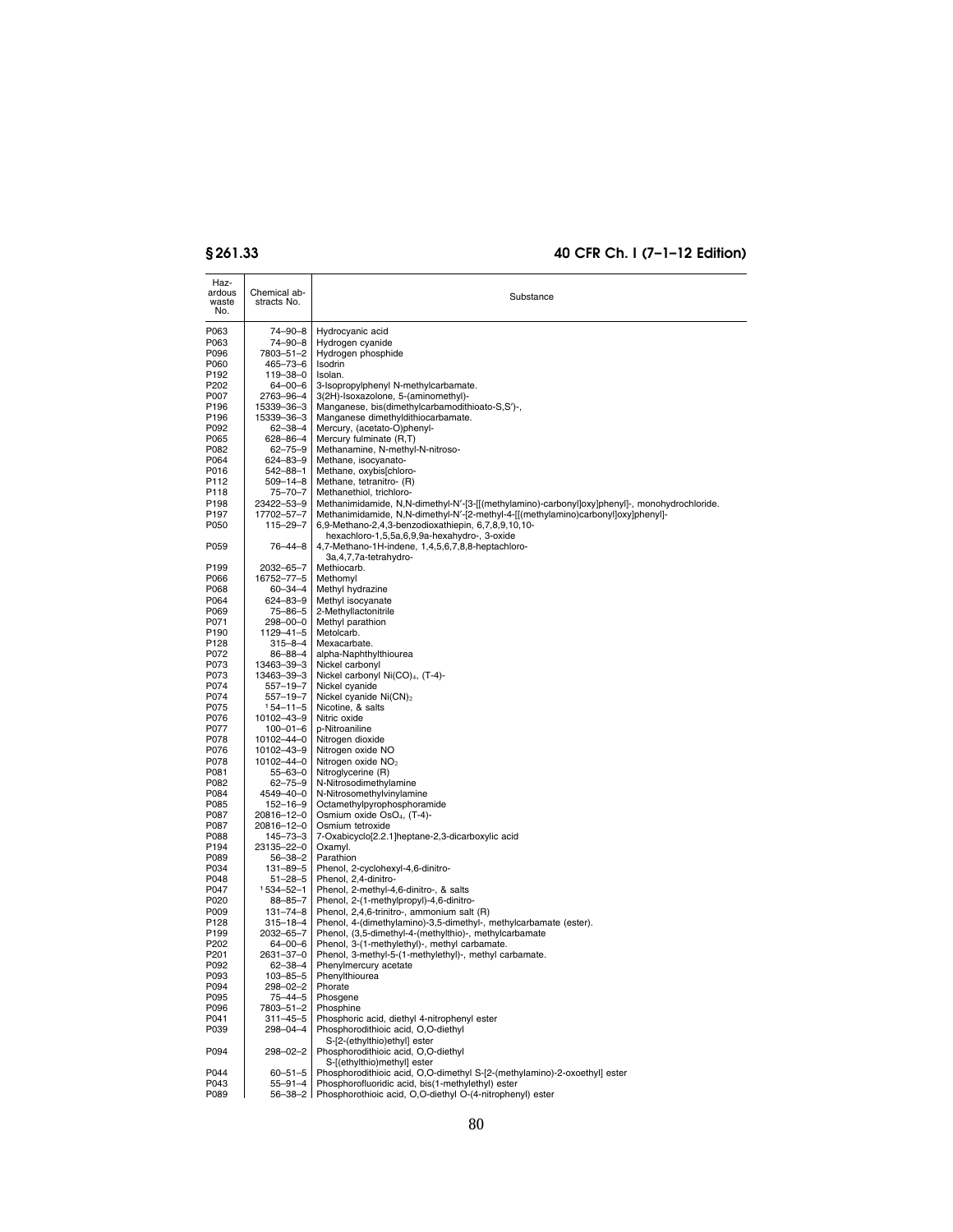| Hazardous waste No. | Chemical abstracts No. | Substance |
|---|---|---|
| P063 | 74–90–8 | Hydrocyanic acid |
| P063 | 74–90–8 | Hydrogen cyanide |
| P096 | 7803–51–2 | Hydrogen phosphide |
| P060 | 465–73–6 | Isodrin |
| P192 | 119–38–0 | Isolan. |
| P202 | 64–00–6 | 3-Isopropylphenyl N-methylcarbamate. |
| P007 | 2763–96–4 | 3(2H)-Isoxazolone, 5-(aminomethyl)- |
| P196 | 15339–36–3 | Manganese, bis(dimethylcarbamodithioato-S,S′)-, |
| P196 | 15339–36–3 | Manganese dimethyldithiocarbamate. |
| P092 | 62–38–4 | Mercury, (acetato-O)phenyl- |
| P065 | 628–86–4 | Mercury fulminate (R,T) |
| P082 | 62–75–9 | Methanamine, N-methyl-N-nitroso- |
| P064 | 624–83–9 | Methane, isocyanato- |
| P016 | 542–88–1 | Methane, oxybis[chloro- |
| P112 | 509–14–8 | Methane, tetranitro- (R) |
| P118 | 75–70–7 | Methanethiol, trichloro- |
| P198 | 23422–53–9 | Methanimidamide, N,N-dimethyl-N′-[3-[[(methylamino)-carbonyl]oxy]phenyl]-, monohydrochloride. |
| P197 | 17702–57–7 | Methanimidamide, N,N-dimethyl-N′-[2-methyl-4-[[(methylamino)carbonyl]oxy]phenyl]- |
| P050 | 115–29–7 | 6,9-Methano-2,4,3-benzodioxathiepin, 6,7,8,9,10,10-hexachloro-1,5,5a,6,9,9a-hexahydro-, 3-oxide |
| P059 | 76–44–8 | 4,7-Methano-1H-indene, 1,4,5,6,7,8,8-heptachloro-3a,4,7,7a-tetrahydro- |
| P199 | 2032–65–7 | Methiocarb. |
| P066 | 16752–77–5 | Methomyl |
| P068 | 60–34–4 | Methyl hydrazine |
| P064 | 624–83–9 | Methyl isocyanate |
| P069 | 75–86–5 | 2-Methyllactonitrile |
| P071 | 298–00–0 | Methyl parathion |
| P190 | 1129–41–5 | Metolcarb. |
| P128 | 315–8–4 | Mexacarbate. |
| P072 | 86–88–4 | alpha-Naphthylthiourea |
| P073 | 13463–39–3 | Nickel carbonyl |
| P073 | 13463–39–3 | Nickel carbonyl $Ni(CO)_4$, (T-4)- |
| P074 | 557–19–7 | Nickel cyanide |
| P074 | 557–19–7 | Nickel cyanide $Ni(CN)_2$ |
| P075 | [1] 54–11–5 | Nicotine, & salts |
| P076 | 10102–43–9 | Nitric oxide |
| P077 | 100–01–6 | p-Nitroaniline |
| P078 | 10102–44–0 | Nitrogen dioxide |
| P076 | 10102–43–9 | Nitrogen oxide NO |
| P078 | 10102–44–0 | Nitrogen oxide $NO_2$ |
| P081 | 55–63–0 | Nitroglycerine (R) |
| P082 | 62–75–9 | N-Nitrosodimethylamine |
| P084 | 4549–40–0 | N-Nitrosomethylvinylamine |
| P085 | 152–16–9 | Octamethylpyrophosphoramide |
| P087 | 20816–12–0 | Osmium oxide $OsO_4$, (T-4)- |
| P087 | 20816–12–0 | Osmium tetroxide |
| P088 | 145–73–3 | 7-Oxabicyclo[2.2.1]heptane-2,3-dicarboxylic acid |
| P194 | 23135–22–0 | Oxamyl. |
| P089 | 56–38–2 | Parathion |
| P034 | 131–89–5 | Phenol, 2-cyclohexyl-4,6-dinitro- |
| P048 | 51–28–5 | Phenol, 2,4-dinitro- |
| P047 | [1] 534–52–1 | Phenol, 2-methyl-4,6-dinitro-, & salts |
| P020 | 88–85–7 | Phenol, 2-(1-methylpropyl)-4,6-dinitro- |
| P009 | 131–74–8 | Phenol, 2,4,6-trinitro-, ammonium salt (R) |
| P128 | 315–18–4 | Phenol, 4-(dimethylamino)-3,5-dimethyl-, methylcarbamate (ester). |
| P199 | 2032–65–7 | Phenol, (3,5-dimethyl-4-(methylthio)-, methylcarbamate |
| P202 | 64–00–6 | Phenol, 3-(1-methylethyl)-, methyl carbamate. |
| P201 | 2631–37–0 | Phenol, 3-methyl-5-(1-methylethyl)-, methyl carbamate. |
| P092 | 62–38–4 | Phenylmercury acetate |
| P093 | 103–85–5 | Phenylthiourea |
| P094 | 298–02–2 | Phorate |
| P095 | 75–44–5 | Phosgene |
| P096 | 7803–51–2 | Phosphine |
| P041 | 311–45–5 | Phosphoric acid, diethyl 4-nitrophenyl ester |
| P039 | 298–04–4 | Phosphorodithioic acid, O,O-diethyl S-[2-(ethylthio)ethyl] ester |
| P094 | 298–02–2 | Phosphorodithioic acid, O,O-diethyl S-[(ethylthio)methyl] ester |
| P044 | 60–51–5 | Phosphorodithioic acid, O,O-dimethyl S-[2-(methylamino)-2-oxoethyl] ester |
| P043 | 55–91–4 | Phosphorofluoridic acid, bis(1-methylethyl) ester |
| P089 | 56–38–2 | Phosphorothioic acid, O,O-diethyl O-(4-nitrophenyl) ester |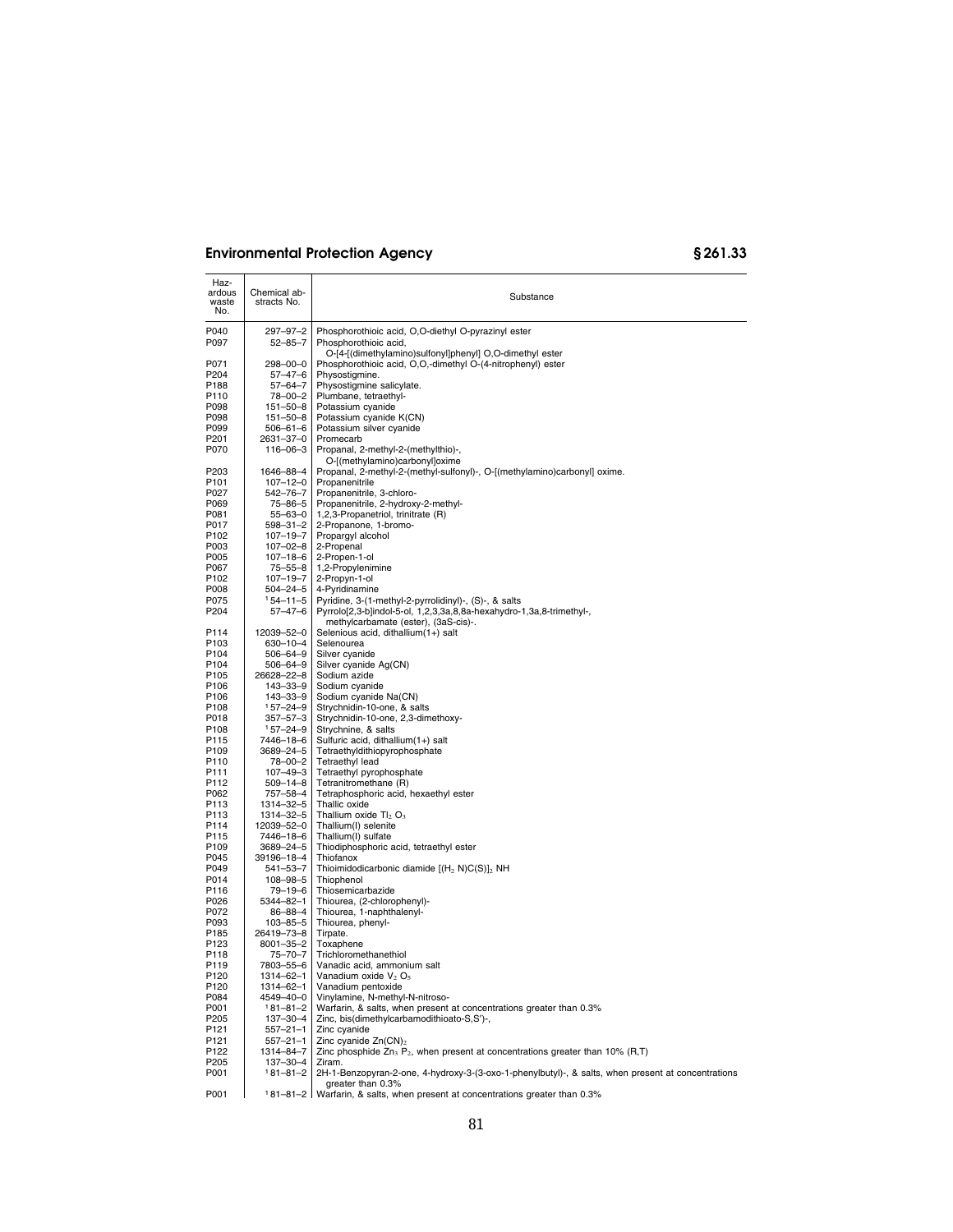| Hazardous waste No. | Chemical abstracts No. | Substance |
|---|---|---|
| P040 | 297–97–2 | Phosphorothioic acid, O,O-diethyl O-pyrazinyl ester |
| P097 | 52–85–7 | Phosphorothioic acid, O-[4-[(dimethylamino)sulfonyl]phenyl] O,O-dimethyl ester |
| P071 | 298–00–0 | Phosphorothioic acid, O,O,-dimethyl O-(4-nitrophenyl) ester |
| P204 | 57–47–6 | Physostigmine. |
| P188 | 57–64–7 | Physostigmine salicylate. |
| P110 | 78–00–2 | Plumbane, tetraethyl- |
| P098 | 151–50–8 | Potassium cyanide |
| P098 | 151–50–8 | Potassium cyanide K(CN) |
| P099 | 506–61–6 | Potassium silver cyanide |
| P201 | 2631–37–0 | Promecarb |
| P070 | 116–06–3 | Propanal, 2-methyl-2-(methylthio)-, O-[(methylamino)carbonyl]oxime |
| P203 | 1646–88–4 | Propanal, 2-methyl-2-(methyl-sulfonyl)-, O-[(methylamino)carbonyl] oxime. |
| P101 | 107–12–0 | Propanenitrile |
| P027 | 542–76–7 | Propanenitrile, 3-chloro- |
| P069 | 75–86–5 | Propanenitrile, 2-hydroxy-2-methyl- |
| P081 | 55–63–0 | 1,2,3-Propanetriol, trinitrate (R) |
| P017 | 598–31–2 | 2-Propanone, 1-bromo- |
| P102 | 107–19–7 | Propargyl alcohol |
| P003 | 107–02–8 | 2-Propenal |
| P005 | 107–18–6 | 2-Propen-1-ol |
| P067 | 75–55–8 | 1,2-Propylenimine |
| P102 | 107–19–7 | 2-Propyn-1-ol |
| P008 | 504–24–5 | 4-Pyridinamine |
| P075 | [1] 54–11–5 | Pyridine, 3-(1-methyl-2-pyrrolidinyl)-, (S)-, & salts |
| P204 | 57–47–6 | Pyrrolo[2,3-b]indol-5-ol, 1,2,3,3a,8,8a-hexahydro-1,3a,8-trimethyl-, methylcarbamate (ester), (3aS-cis)-. |
| P114 | 12039–52–0 | Selenious acid, dithallium(1+) salt |
| P103 | 630–10–4 | Selenourea |
| P104 | 506–64–9 | Silver cyanide |
| P104 | 506–64–9 | Silver cyanide Ag(CN) |
| P105 | 26628–22–8 | Sodium azide |
| P106 | 143–33–9 | Sodium cyanide |
| P106 | 143–33–9 | Sodium cyanide Na(CN) |
| P108 | [1] 57–24–9 | Strychnidin-10-one, & salts |
| P018 | 357–57–3 | Strychnidin-10-one, 2,3-dimethoxy- |
| P108 | [1] 57–24–9 | Strychnine, & salts |
| P115 | 7446–18–6 | Sulfuric acid, dithallium(1+) salt |
| P109 | 3689–24–5 | Tetraethyldithiopyrophosphate |
| P110 | 78–00–2 | Tetraethyl lead |
| P111 | 107–49–3 | Tetraethyl pyrophosphate |
| P112 | 509–14–8 | Tetranitromethane (R) |
| P062 | 757–58–4 | Tetraphosphoric acid, hexaethyl ester |
| P113 | 1314–32–5 | Thallic oxide |
| P113 | 1314–32–5 | Thallium oxide $Tl_2O_3$ |
| P114 | 12039–52–0 | Thallium(I) selenite |
| P115 | 7446–18–6 | Thallium(I) sulfate |
| P109 | 3689–24–5 | Thiodiphosphoric acid, tetraethyl ester |
| P045 | 39196–18–4 | Thiofanox |
| P049 | 541–53–7 | Thioimidodicarbonic diamide $[(H_2N)C(S)]_2NH$ |
| P014 | 108–98–5 | Thiophenol |
| P116 | 79–19–6 | Thiosemicarbazide |
| P026 | 5344–82–1 | Thiourea, (2-chlorophenyl)- |
| P072 | 86–88–4 | Thiourea, 1-naphthalenyl- |
| P093 | 103–85–5 | Thiourea, phenyl- |
| P185 | 26419–73–8 | Tirpate. |
| P123 | 8001–35–2 | Toxaphene |
| P118 | 75–70–7 | Trichloromethanethiol |
| P119 | 7803–55–6 | Vanadic acid, ammonium salt |
| P120 | 1314–62–1 | Vanadium oxide $V_2O_5$ |
| P120 | 1314–62–1 | Vanadium pentoxide |
| P084 | 4549–40–0 | Vinylamine, N-methyl-N-nitroso- |
| P001 | [1] 81–81–2 | Warfarin, & salts, when present at concentrations greater than 0.3% |
| P205 | 137–30–4 | Zinc, bis(dimethylcarbamodithioato-S,S')-, |
| P121 | 557–21–1 | Zinc cyanide |
| P121 | 557–21–1 | Zinc cyanide $Zn(CN)_2$ |
| P122 | 1314–84–7 | Zinc phosphide $Zn_3P_2$, when present at concentrations greater than 10% (R,T) |
| P205 | 137–30–4 | Ziram. |
| P001 | [1] 81–81–2 | 2H-1-Benzopyran-2-one, 4-hydroxy-3-(3-oxo-1-phenylbutyl)-, & salts, when present at concentrations greater than 0.3% |
| P001 | [1] 81–81–2 | Warfarin, & salts, when present at concentrations greater than 0.3% |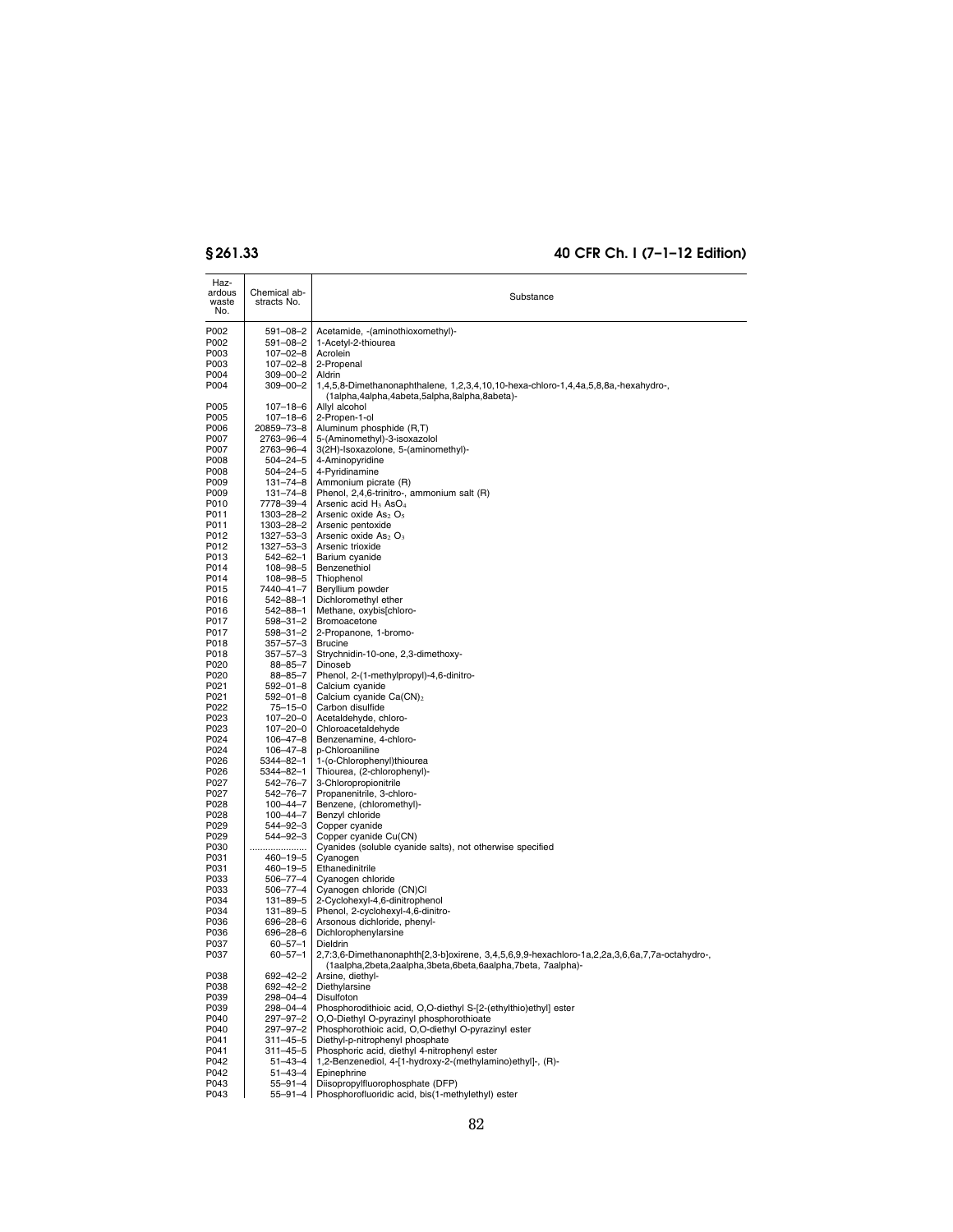| Hazardous waste No. | Chemical abstracts No. | Substance |
|---|---|---|
| P002 | 591–08–2 | Acetamide, -(aminothioxomethyl)- |
| P002 | 591–08–2 | 1-Acetyl-2-thiourea |
| P003 | 107–02–8 | Acrolein |
| P003 | 107–02–8 | 2-Propenal |
| P004 | 309–00–2 | Aldrin |
| P004 | 309–00–2 | 1,4,5,8-Dimethanonaphthalene, 1,2,3,4,10,10-hexa-chloro-1,4,4a,5,8,8a,-hexahydro-, (1alpha,4alpha,4abeta,5alpha,8alpha,8abeta)- |
| P005 | 107–18–6 | Allyl alcohol |
| P005 | 107–18–6 | 2-Propen-1-ol |
| P006 | 20859–73–8 | Aluminum phosphide (R,T) |
| P007 | 2763–96–4 | 5-(Aminomethyl)-3-isoxazolol |
| P007 | 2763–96–4 | 3(2H)-Isoxazolone, 5-(aminomethyl)- |
| P008 | 504–24–5 | 4-Aminopyridine |
| P008 | 504–24–5 | 4-Pyridinamine |
| P009 | 131–74–8 | Ammonium picrate (R) |
| P009 | 131–74–8 | Phenol, 2,4,6-trinitro-, ammonium salt (R) |
| P010 | 7778–39–4 | Arsenic acid $H_3$ $AsO_4$ |
| P011 | 1303–28–2 | Arsenic oxide $As_2$ $O_5$ |
| P011 | 1303–28–2 | Arsenic pentoxide |
| P012 | 1327–53–3 | Arsenic oxide $As_2$ $O_3$ |
| P012 | 1327–53–3 | Arsenic trioxide |
| P013 | 542–62–1 | Barium cyanide |
| P014 | 108–98–5 | Benzenethiol |
| P014 | 108–98–5 | Thiophenol |
| P015 | 7440–41–7 | Beryllium powder |
| P016 | 542–88–1 | Dichloromethyl ether |
| P016 | 542–88–1 | Methane, oxybis[chloro- |
| P017 | 598–31–2 | Bromoacetone |
| P017 | 598–31–2 | 2-Propanone, 1-bromo- |
| P018 | 357–57–3 | Brucine |
| P018 | 357–57–3 | Strychnidin-10-one, 2,3-dimethoxy- |
| P020 | 88–85–7 | Dinoseb |
| P020 | 88–85–7 | Phenol, 2-(1-methylpropyl)-4,6-dinitro- |
| P021 | 592–01–8 | Calcium cyanide |
| P021 | 592–01–8 | Calcium cyanide $Ca(CN)_2$ |
| P022 | 75–15–0 | Carbon disulfide |
| P023 | 107–20–0 | Acetaldehyde, chloro- |
| P023 | 107–20–0 | Chloroacetaldehyde |
| P024 | 106–47–8 | Benzenamine, 4-chloro- |
| P024 | 106–47–8 | p-Chloroaniline |
| P026 | 5344–82–1 | 1-(o-Chlorophenyl)thiourea |
| P026 | 5344–82–1 | Thiourea, (2-chlorophenyl)- |
| P027 | 542–76–7 | 3-Chloropropionitrile |
| P027 | 542–76–7 | Propanenitrile, 3-chloro- |
| P028 | 100–44–7 | Benzene, (chloromethyl)- |
| P028 | 100–44–7 | Benzyl chloride |
| P029 | 544–92–3 | Copper cyanide |
| P029 | 544–92–3 | Copper cyanide Cu(CN) |
| P030 | ...................... | Cyanides (soluble cyanide salts), not otherwise specified |
| P031 | 460–19–5 | Cyanogen |
| P031 | 460–19–5 | Ethanedinitrile |
| P033 | 506–77–4 | Cyanogen chloride |
| P033 | 506–77–4 | Cyanogen chloride (CN)Cl |
| P034 | 131–89–5 | 2-Cyclohexyl-4,6-dinitrophenol |
| P034 | 131–89–5 | Phenol, 2-cyclohexyl-4,6-dinitro- |
| P036 | 696–28–6 | Arsonous dichloride, phenyl- |
| P036 | 696–28–6 | Dichlorophenylarsine |
| P037 | 60–57–1 | Dieldrin |
| P037 | 60–57–1 | 2,7:3,6-Dimethanonaphth[2,3-b]oxirene, 3,4,5,6,9,9-hexachloro-1a,2,2a,3,6,6a,7,7a-octahydro-, (1aalpha,2beta,2aalpha,3beta,6beta,6aalpha,7beta, 7aalpha)- |
| P038 | 692–42–2 | Arsine, diethyl- |
| P038 | 692–42–2 | Diethylarsine |
| P039 | 298–04–4 | Disulfoton |
| P039 | 298–04–4 | Phosphorodithioic acid, O,O-diethyl S-[2-(ethylthio)ethyl] ester |
| P040 | 297–97–2 | O,O-Diethyl O-pyrazinyl phosphorothioate |
| P040 | 297–97–2 | Phosphorothioic acid, O,O-diethyl O-pyrazinyl ester |
| P041 | 311–45–5 | Diethyl-p-nitrophenyl phosphate |
| P041 | 311–45–5 | Phosphoric acid, diethyl 4-nitrophenyl ester |
| P042 | 51–43–4 | 1,2-Benzenediol, 4-[1-hydroxy-2-(methylamino)ethyl]-, (R)- |
| P042 | 51–43–4 | Epinephrine |
| P043 | 55–91–4 | Diisopropylfluorophosphate (DFP) |
| P043 | 55–91–4 | Phosphorofluoridic acid, bis(1-methylethyl) ester |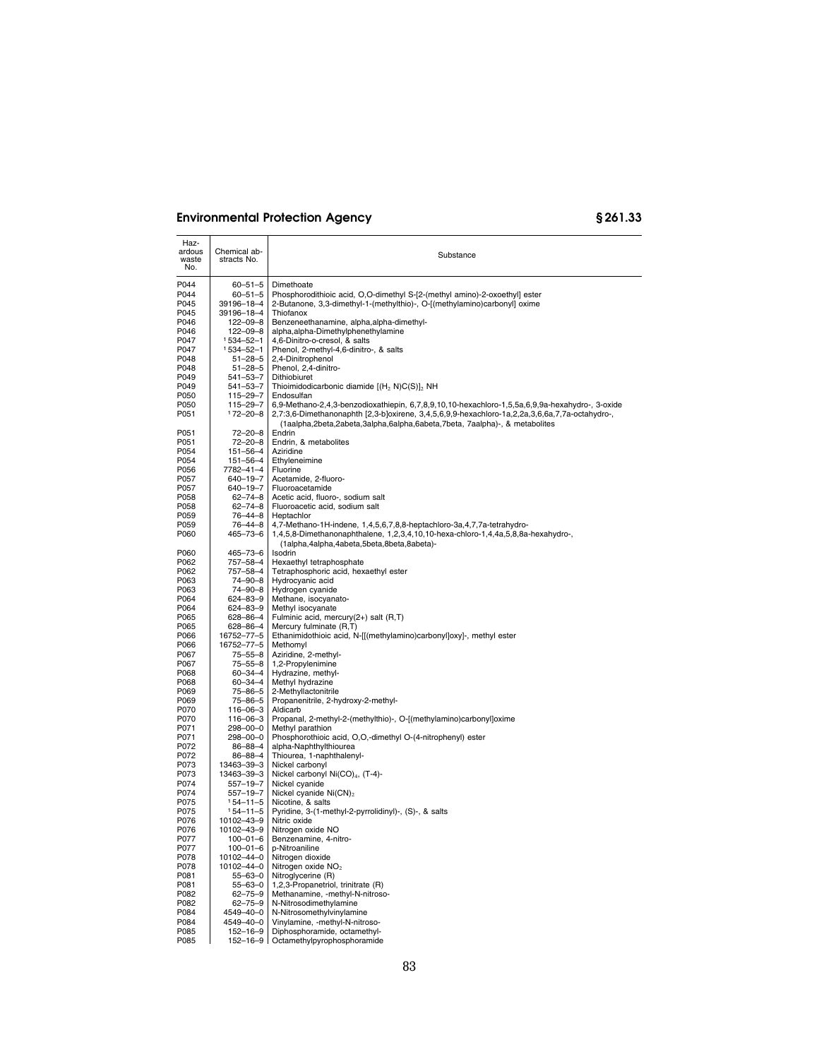| Hazardous waste No. | Chemical abstracts No. | Substance |
|---|---|---|
| P044 | 60–51–5 | Dimethoate |
| P044 | 60–51–5 | Phosphorodithioic acid, O,O-dimethyl S-[2-(methyl amino)-2-oxoethyl] ester |
| P045 | 39196–18–4 | 2-Butanone, 3,3-dimethyl-1-(methylthio)-, O-[(methylamino)carbonyl] oxime |
| P045 | 39196–18–4 | Thiofanox |
| P046 | 122–09–8 | Benzeneethanamine, alpha,alpha-dimethyl- |
| P046 | 122–09–8 | alpha,alpha-Dimethylphenethylamine |
| P047 | [1] 534–52–1 | 4,6-Dinitro-o-cresol, & salts |
| P047 | [1] 534–52–1 | Phenol, 2-methyl-4,6-dinitro-, & salts |
| P048 | 51–28–5 | 2,4-Dinitrophenol |
| P048 | 51–28–5 | Phenol, 2,4-dinitro- |
| P049 | 541–53–7 | Dithiobiuret |
| P049 | 541–53–7 | Thioimidodicarbonic diamide $[(H_2N)C(S)]_2NH$ |
| P050 | 115–29–7 | Endosulfan |
| P050 | 115–29–7 | 6,9-Methano-2,4,3-benzodioxathiepin, 6,7,8,9,10,10-hexachloro-1,5,5a,6,9,9a-hexahydro-, 3-oxide |
| P051 | [1] 72–20–8 | 2,7:3,6-Dimethanonaphth [2,3-b]oxirene, 3,4,5,6,9,9-hexachloro-1a,2,2a,3,6,6a,7,7a-octahydro-, (1aalpha,2beta,2abeta,3alpha,6alpha,6abeta,7beta, 7aalpha)-, & metabolites |
| P051 | 72–20–8 | Endrin |
| P051 | 72–20–8 | Endrin, & metabolites |
| P054 | 151–56–4 | Aziridine |
| P054 | 151–56–4 | Ethyleneimine |
| P056 | 7782–41–4 | Fluorine |
| P057 | 640–19–7 | Acetamide, 2-fluoro- |
| P057 | 640–19–7 | Fluoroacetamide |
| P058 | 62–74–8 | Acetic acid, fluoro-, sodium salt |
| P058 | 62–74–8 | Fluoroacetic acid, sodium salt |
| P059 | 76–44–8 | Heptachlor |
| P059 | 76–44–8 | 4,7-Methano-1H-indene, 1,4,5,6,7,8,8-heptachloro-3a,4,7,7a-tetrahydro- |
| P060 | 465–73–6 | 1,4,5,8-Dimethanonaphthalene, 1,2,3,4,10,10-hexa-chloro-1,4,4a,5,8,8a-hexahydro-, (1alpha,4alpha,4abeta,5beta,8beta,8abeta)- |
| P060 | 465–73–6 | Isodrin |
| P062 | 757–58–4 | Hexaethyl tetraphosphate |
| P062 | 757–58–4 | Tetraphosphoric acid, hexaethyl ester |
| P063 | 74–90–8 | Hydrocyanic acid |
| P063 | 74–90–8 | Hydrogen cyanide |
| P064 | 624–83–9 | Methane, isocyanato- |
| P064 | 624–83–9 | Methyl isocyanate |
| P065 | 628–86–4 | Fulminic acid, mercury(2+) salt (R,T) |
| P065 | 628–86–4 | Mercury fulminate (R,T) |
| P066 | 16752–77–5 | Ethanimidothioic acid, N-[[(methylamino)carbonyl]oxy]-, methyl ester |
| P066 | 16752–77–5 | Methomyl |
| P067 | 75–55–8 | Aziridine, 2-methyl- |
| P067 | 75–55–8 | 1,2-Propylenimine |
| P068 | 60–34–4 | Hydrazine, methyl- |
| P068 | 60–34–4 | Methyl hydrazine |
| P069 | 75–86–5 | 2-Methyllactonitrile |
| P069 | 75–86–5 | Propanenitrile, 2-hydroxy-2-methyl- |
| P070 | 116–06–3 | Aldicarb |
| P070 | 116–06–3 | Propanal, 2-methyl-2-(methylthio)-, O-[(methylamino)carbonyl]oxime |
| P071 | 298–00–0 | Methyl parathion |
| P071 | 298–00–0 | Phosphorothioic acid, O,O,-dimethyl O-(4-nitrophenyl) ester |
| P072 | 86–88–4 | alpha-Naphthylthiourea |
| P072 | 86–88–4 | Thiourea, 1-naphthalenyl- |
| P073 | 13463–39–3 | Nickel carbonyl |
| P073 | 13463–39–3 | Nickel carbonyl $Ni(CO)_4$, (T-4)- |
| P074 | 557–19–7 | Nickel cyanide |
| P074 | 557–19–7 | Nickel cyanide $Ni(CN)_2$ |
| P075 | [1] 54–11–5 | Nicotine, & salts |
| P075 | [1] 54–11–5 | Pyridine, 3-(1-methyl-2-pyrrolidinyl)-, (S)-, & salts |
| P076 | 10102–43–9 | Nitric oxide |
| P076 | 10102–43–9 | Nitrogen oxide NO |
| P077 | 100–01–6 | Benzenamine, 4-nitro- |
| P077 | 100–01–6 | p-Nitroaniline |
| P078 | 10102–44–0 | Nitrogen dioxide |
| P078 | 10102–44–0 | Nitrogen oxide $NO_2$ |
| P081 | 55–63–0 | Nitroglycerine (R) |
| P081 | 55–63–0 | 1,2,3-Propanetriol, trinitrate (R) |
| P082 | 62–75–9 | Methanamine, -methyl-N-nitroso- |
| P082 | 62–75–9 | N-Nitrosodimethylamine |
| P084 | 4549–40–0 | N-Nitrosomethylvinylamine |
| P084 | 4549–40–0 | Vinylamine, -methyl-N-nitroso- |
| P085 | 152–16–9 | Diphosphoramide, octamethyl- |
| P085 | 152–16–9 | Octamethylpyrophosphoramide |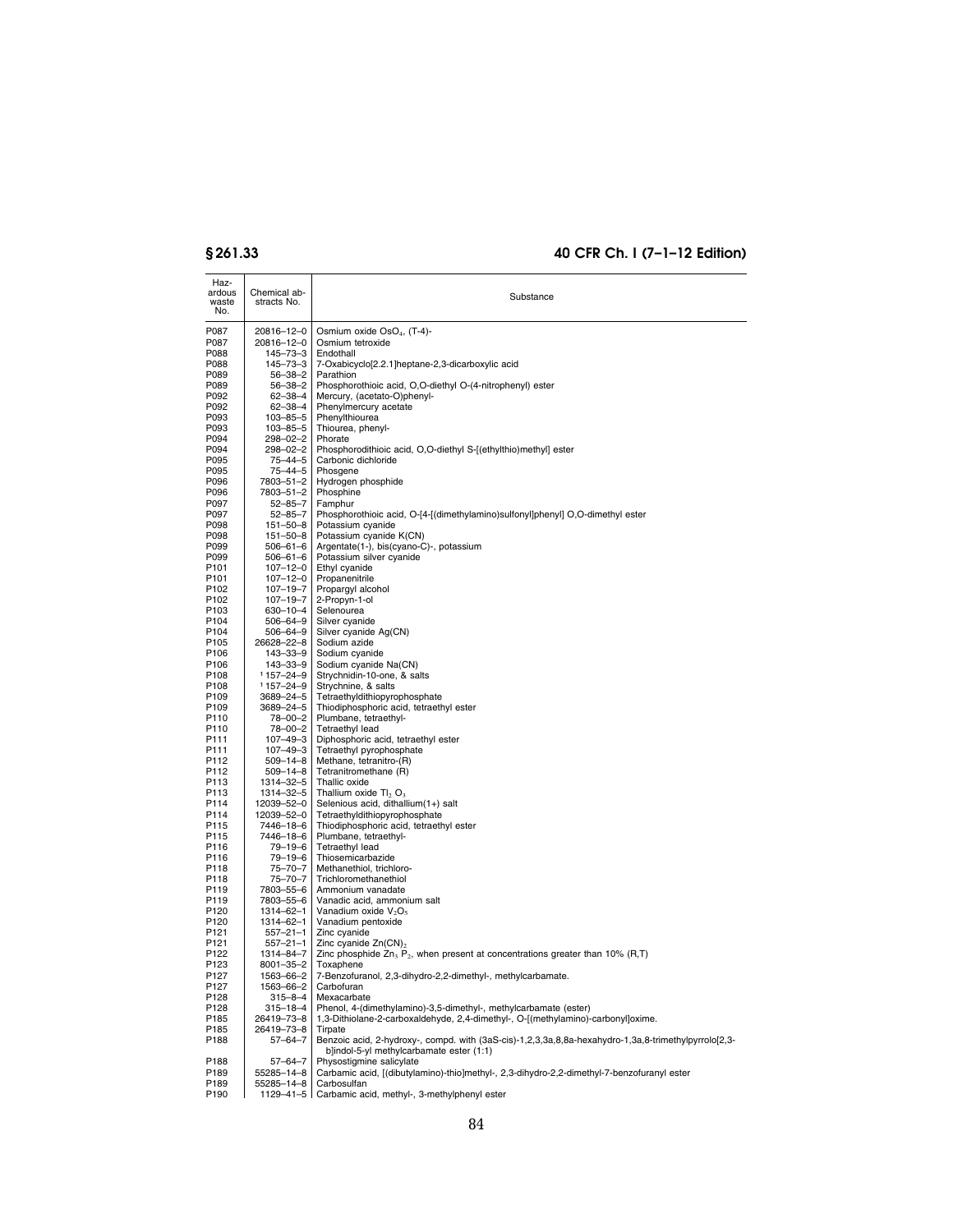| Hazardous waste No. | Chemical abstracts No. | Substance |
|---|---|---|
| P087 | 20816–12–0 | Osmium oxide $OsO_4$, (T-4)- |
| P087 | 20816–12–0 | Osmium tetroxide |
| P088 | 145–73–3 | Endothall |
| P088 | 145–73–3 | 7-Oxabicyclo[2.2.1]heptane-2,3-dicarboxylic acid |
| P089 | 56–38–2 | Parathion |
| P089 | 56–38–2 | Phosphorothioic acid, O,O-diethyl O-(4-nitrophenyl) ester |
| P092 | 62–38–4 | Mercury, (acetato-O)phenyl- |
| P092 | 62–38–4 | Phenylmercury acetate |
| P093 | 103–85–5 | Phenylthiourea |
| P093 | 103–85–5 | Thiourea, phenyl- |
| P094 | 298–02–2 | Phorate |
| P094 | 298–02–2 | Phosphorodithioic acid, O,O-diethyl S-[(ethylthio)methyl] ester |
| P095 | 75–44–5 | Carbonic dichloride |
| P095 | 75–44–5 | Phosgene |
| P096 | 7803–51–2 | Hydrogen phosphide |
| P096 | 7803–51–2 | Phosphine |
| P097 | 52–85–7 | Famphur |
| P097 | 52–85–7 | Phosphorothioic acid, O-[4-[(dimethylamino)sulfonyl]phenyl] O,O-dimethyl ester |
| P098 | 151–50–8 | Potassium cyanide |
| P098 | 151–50–8 | Potassium cyanide K(CN) |
| P099 | 506–61–6 | Argentate(1-), bis(cyano-C)-, potassium |
| P099 | 506–61–6 | Potassium silver cyanide |
| P101 | 107–12–0 | Ethyl cyanide |
| P101 | 107–12–0 | Propanenitrile |
| P102 | 107–19–7 | Propargyl alcohol |
| P102 | 107–19–7 | 2-Propyn-1-ol |
| P103 | 630–10–4 | Selenourea |
| P104 | 506–64–9 | Silver cyanide |
| P104 | 506–64–9 | Silver cyanide Ag(CN) |
| P105 | 26628–22–8 | Sodium azide |
| P106 | 143–33–9 | Sodium cyanide |
| P106 | 143–33–9 | Sodium cyanide Na(CN) |
| P108 | [1] 157–24–9 | Strychnidin-10-one, & salts |
| P108 | [1] 157–24–9 | Strychnine, & salts |
| P109 | 3689–24–5 | Tetraethyldithiopyrophosphate |
| P109 | 3689–24–5 | Thiodiphosphoric acid, tetraethyl ester |
| P110 | 78–00–2 | Plumbane, tetraethyl- |
| P110 | 78–00–2 | Tetraethyl lead |
| P111 | 107–49–3 | Diphosphoric acid, tetraethyl ester |
| P111 | 107–49–3 | Tetraethyl pyrophosphate |
| P112 | 509–14–8 | Methane, tetranitro-(R) |
| P112 | 509–14–8 | Tetranitromethane (R) |
| P113 | 1314–32–5 | Thallic oxide |
| P113 | 1314–32–5 | Thallium oxide $Tl_2\ O_3$ |
| P114 | 12039–52–0 | Selenious acid, dithallium(1+) salt |
| P114 | 12039–52–0 | Tetraethyldithiopyrophosphate |
| P115 | 7446–18–6 | Thiodiphosphoric acid, tetraethyl ester |
| P115 | 7446–18–6 | Plumbane, tetraethyl- |
| P116 | 79–19–6 | Tetraethyl lead |
| P116 | 79–19–6 | Thiosemicarbazide |
| P118 | 75–70–7 | Methanethiol, trichloro- |
| P118 | 75–70–7 | Trichloromethanethiol |
| P119 | 7803–55–6 | Ammonium vanadate |
| P119 | 7803–55–6 | Vanadic acid, ammonium salt |
| P120 | 1314–62–1 | Vanadium oxide $V_2O_5$ |
| P120 | 1314–62–1 | Vanadium pentoxide |
| P121 | 557–21–1 | Zinc cyanide |
| P121 | 557–21–1 | Zinc cyanide $Zn(CN)_2$ |
| P122 | 1314–84–7 | Zinc phosphide $Zn_3\ P_2$, when present at concentrations greater than 10% (R,T) |
| P123 | 8001–35–2 | Toxaphene |
| P127 | 1563–66–2 | 7-Benzofuranol, 2,3-dihydro-2,2-dimethyl-, methylcarbamate. |
| P127 | 1563–66–2 | Carbofuran |
| P128 | 315–8–4 | Mexacarbate |
| P128 | 315–18–4 | Phenol, 4-(dimethylamino)-3,5-dimethyl-, methylcarbamate (ester) |
| P185 | 26419–73–8 | 1,3-Dithiolane-2-carboxaldehyde, 2,4-dimethyl-, O-[(methylamino)-carbonyl]oxime. |
| P185 | 26419–73–8 | Tirpate |
| P188 | 57–64–7 | Benzoic acid, 2-hydroxy-, compd. with (3aS-cis)-1,2,3,3a,8,8a-hexahydro-1,3a,8-trimethylpyrrolo[2,3-b]indol-5-yl methylcarbamate ester (1:1) |
| P188 | 57–64–7 | Physostigmine salicylate |
| P189 | 55285–14–8 | Carbamic acid, [(dibutylamino)-thio]methyl-, 2,3-dihydro-2,2-dimethyl-7-benzofuranyl ester |
| P189 | 55285–14–8 | Carbosulfan |
| P190 | 1129–41–5 | Carbamic acid, methyl-, 3-methylphenyl ester |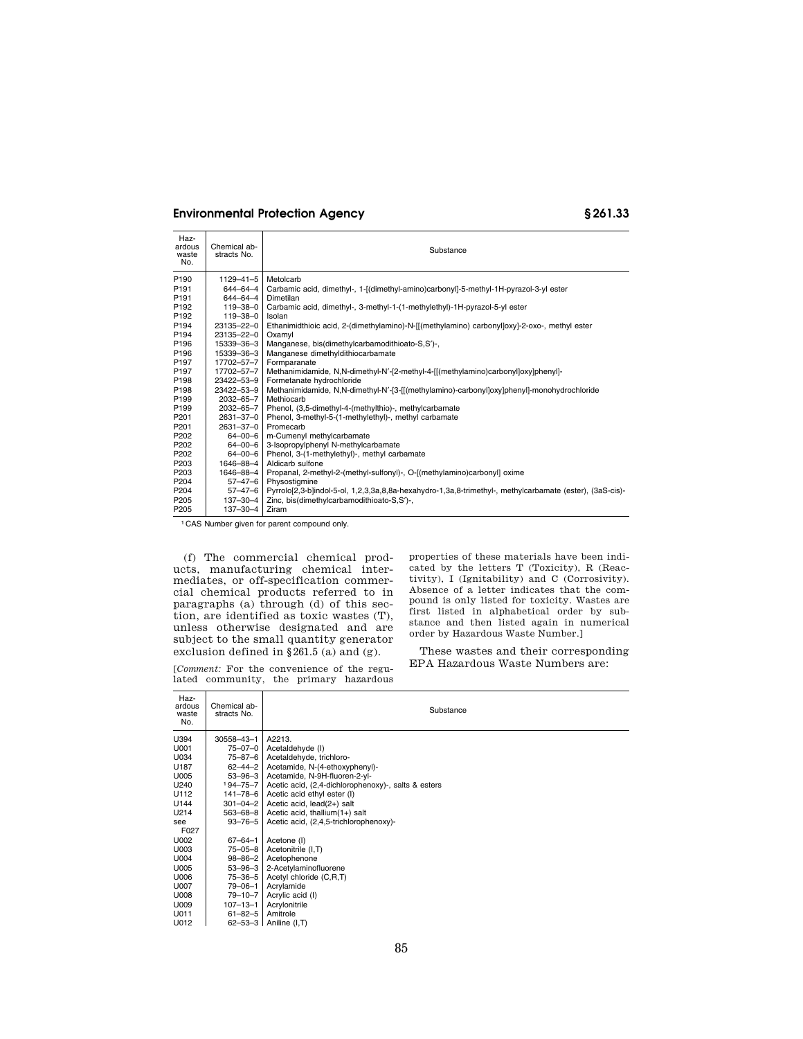| Hazardous waste No. | Chemical abstracts No. | Substance |
|---|---|---|
| P190 | 1129–41–5 | Metolcarb |
| P191 | 644–64–4 | Carbamic acid, dimethyl-, 1-[(dimethyl-amino)carbonyl]-5-methyl-1H-pyrazol-3-yl ester |
| P191 | 644–64–4 | Dimetilan |
| P192 | 119–38–0 | Carbamic acid, dimethyl-, 3-methyl-1-(1-methylethyl)-1H-pyrazol-5-yl ester |
| P192 | 119–38–0 | Isolan |
| P194 | 23135–22–0 | Ethanimidthioic acid, 2-(dimethylamino)-N-[[(methylamino) carbonyl]oxy]-2-oxo-, methyl ester |
| P194 | 23135–22–0 | Oxamyl |
| P196 | 15339–36–3 | Manganese, bis(dimethylcarbamodithioato-S,S′)-, |
| P196 | 15339–36–3 | Manganese dimethyldithiocarbamate |
| P197 | 17702–57–7 | Formparanate |
| P197 | 17702–57–7 | Methanimidamide, N,N-dimethyl-N′-[2-methyl-4-[[(methylamino)carbonyl]oxy]phenyl]- |
| P198 | 23422–53–9 | Formetanate hydrochloride |
| P198 | 23422–53–9 | Methanimidamide, N,N-dimethyl-N′-[3-[[(methylamino)-carbonyl]oxy]phenyl]-monohydrochloride |
| P199 | 2032–65–7 | Methiocarb |
| P199 | 2032–65–7 | Phenol, (3,5-dimethyl-4-(methylthio)-, methylcarbamate |
| P201 | 2631–37–0 | Phenol, 3-methyl-5-(1-methylethyl)-, methyl carbamate |
| P201 | 2631–37–0 | Promecarb |
| P202 | 64–00–6 | m-Cumenyl methylcarbamate |
| P202 | 64–00–6 | 3-Isopropylphenyl N-methylcarbamate |
| P202 | 64–00–6 | Phenol, 3-(1-methylethyl)-, methyl carbamate |
| P203 | 1646–88–4 | Aldicarb sulfone |
| P203 | 1646–88–4 | Propanal, 2-methyl-2-(methyl-sulfonyl)-, O-[(methylamino)carbonyl] oxime |
| P204 | 57–47–6 | Physostigmine |
| P204 | 57–47–6 | Pyrrolo[2,3-b]indol-5-ol, 1,2,3,3a,8,8a-hexahydro-1,3a,8-trimethyl-, methylcarbamate (ester), (3aS-cis)- |
| P205 | 137–30–4 | Zinc, bis(dimethylcarbamodithioato-S,S′)-, |
| P205 | 137–30–4 | Ziram |

[1] CAS Number given for parent compound only.

(f) The commercial chemical products, manufacturing chemical intermediates, or off-specification commercial chemical products referred to in paragraphs (a) through (d) of this section, are identified as toxic wastes (T), unless otherwise designated and are subject to the small quantity generator exclusion defined in §261.5 (a) and (g).

[*Comment:* For the convenience of the regulated community, the primary hazardous properties of these materials have been indicated by the letters T (Toxicity), R (Reactivity), I (Ignitability) and C (Corrosivity). Absence of a letter indicates that the compound is only listed for toxicity. Wastes are first listed in alphabetical order by substance and then listed again in numerical order by Hazardous Waste Number.]

These wastes and their corresponding EPA Hazardous Waste Numbers are:

| Hazardous waste No. | Chemical abstracts No. | Substance |
|---|---|---|
| U394 | 30558–43–1 | A2213. |
| U001 | 75–07–0 | Acetaldehyde (I) |
| U034 | 75–87–6 | Acetaldehyde, trichloro- |
| U187 | 62–44–2 | Acetamide, N-(4-ethoxyphenyl)- |
| U005 | 53–96–3 | Acetamide, N-9H-fluoren-2-yl- |
| U240 | [1] 94–75–7 | Acetic acid, (2,4-dichlorophenoxy)-, salts & esters |
| U112 | 141–78–6 | Acetic acid ethyl ester (I) |
| U144 | 301–04–2 | Acetic acid, lead(2+) salt |
| U214 | 563–68–8 | Acetic acid, thallium(1+) salt |
| see F027 | 93–76–5 | Acetic acid, (2,4,5-trichlorophenoxy)- |
| U002 | 67–64–1 | Acetone (I) |
| U003 | 75–05–8 | Acetonitrile (I,T) |
| U004 | 98–86–2 | Acetophenone |
| U005 | 53–96–3 | 2-Acetylaminofluorene |
| U006 | 75–36–5 | Acetyl chloride (C,R,T) |
| U007 | 79–06–1 | Acrylamide |
| U008 | 79–10–7 | Acrylic acid (I) |
| U009 | 107–13–1 | Acrylonitrile |
| U011 | 61–82–5 | Amitrole |
| U012 | 62–53–3 | Aniline (I,T) |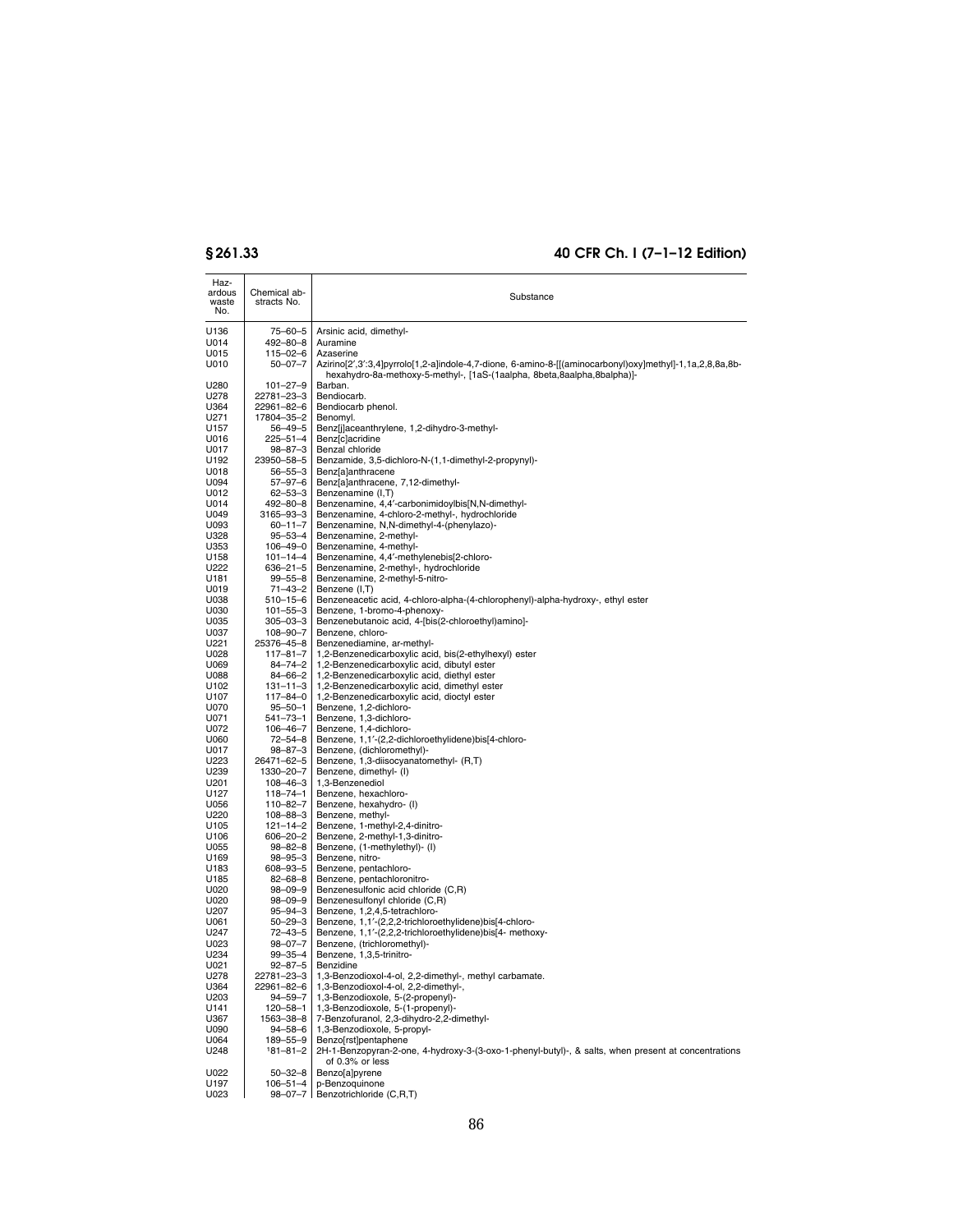| Hazardous waste No. | Chemical abstracts No. | Substance |
|---|---|---|
| U136 | 75–60–5 | Arsinic acid, dimethyl- |
| U014 | 492–80–8 | Auramine |
| U015 | 115–02–6 | Azaserine |
| U010 | 50–07–7 | Azirino[2′,3′:3,4]pyrrolo[1,2-a]indole-4,7-dione, 6-amino-8-[[(aminocarbonyl)oxy]methyl]-1,1a,2,8,8a,8b-hexahydro-8a-methoxy-5-methyl-, [1aS-(1aalpha, 8beta,8aalpha,8balpha)]- |
| U280 | 101–27–9 | Barban. |
| U278 | 22781–23–3 | Bendiocarb. |
| U364 | 22961–82–6 | Bendiocarb phenol. |
| U271 | 17804–35–2 | Benomyl. |
| U157 | 56–49–5 | Benz[j]aceanthrylene, 1,2-dihydro-3-methyl- |
| U016 | 225–51–4 | Benz[c]acridine |
| U017 | 98–87–3 | Benzal chloride |
| U192 | 23950–58–5 | Benzamide, 3,5-dichloro-N-(1,1-dimethyl-2-propynyl)- |
| U018 | 56–55–3 | Benz[a]anthracene |
| U094 | 57–97–6 | Benz[a]anthracene, 7,12-dimethyl- |
| U012 | 62–53–3 | Benzenamine (I,T) |
| U014 | 492–80–8 | Benzenamine, 4,4′-carbonimidoylbis[N,N-dimethyl- |
| U049 | 3165–93–3 | Benzenamine, 4-chloro-2-methyl-, hydrochloride |
| U093 | 60–11–7 | Benzenamine, N,N-dimethyl-4-(phenylazo)- |
| U328 | 95–53–4 | Benzenamine, 2-methyl- |
| U353 | 106–49–0 | Benzenamine, 4-methyl- |
| U158 | 101–14–4 | Benzenamine, 4,4′-methylenebis[2-chloro- |
| U222 | 636–21–5 | Benzenamine, 2-methyl-, hydrochloride |
| U181 | 99–55–8 | Benzenamine, 2-methyl-5-nitro- |
| U019 | 71–43–2 | Benzene (I,T) |
| U038 | 510–15–6 | Benzeneacetic acid, 4-chloro-alpha-(4-chlorophenyl)-alpha-hydroxy-, ethyl ester |
| U030 | 101–55–3 | Benzene, 1-bromo-4-phenoxy- |
| U035 | 305–03–3 | Benzenebutanoic acid, 4-[bis(2-chloroethyl)amino]- |
| U037 | 108–90–7 | Benzene, chloro- |
| U221 | 25376–45–8 | Benzenediamine, ar-methyl- |
| U028 | 117–81–7 | 1,2-Benzenedicarboxylic acid, bis(2-ethylhexyl) ester |
| U069 | 84–74–2 | 1,2-Benzenedicarboxylic acid, dibutyl ester |
| U088 | 84–66–2 | 1,2-Benzenedicarboxylic acid, diethyl ester |
| U102 | 131–11–3 | 1,2-Benzenedicarboxylic acid, dimethyl ester |
| U107 | 117–84–0 | 1,2-Benzenedicarboxylic acid, dioctyl ester |
| U070 | 95–50–1 | Benzene, 1,2-dichloro- |
| U071 | 541–73–1 | Benzene, 1,3-dichloro- |
| U072 | 106–46–7 | Benzene, 1,4-dichloro- |
| U060 | 72–54–8 | Benzene, 1,1′-(2,2-dichloroethylidene)bis[4-chloro- |
| U017 | 98–87–3 | Benzene, (dichloromethyl)- |
| U223 | 26471–62–5 | Benzene, 1,3-diisocyanatomethyl- (R,T) |
| U239 | 1330–20–7 | Benzene, dimethyl- (I) |
| U201 | 108–46–3 | 1,3-Benzenediol |
| U127 | 118–74–1 | Benzene, hexachloro- |
| U056 | 110–82–7 | Benzene, hexahydro- (I) |
| U220 | 108–88–3 | Benzene, methyl- |
| U105 | 121–14–2 | Benzene, 1-methyl-2,4-dinitro- |
| U106 | 606–20–2 | Benzene, 2-methyl-1,3-dinitro- |
| U055 | 98–82–8 | Benzene, (1-methylethyl)- (I) |
| U169 | 98–95–3 | Benzene, nitro- |
| U183 | 608–93–5 | Benzene, pentachloro- |
| U185 | 82–68–8 | Benzene, pentachloronitro- |
| U020 | 98–09–9 | Benzenesulfonic acid chloride (C,R) |
| U020 | 98–09–9 | Benzenesulfonyl chloride (C,R) |
| U207 | 95–94–3 | Benzene, 1,2,4,5-tetrachloro- |
| U061 | 50–29–3 | Benzene, 1,1′-(2,2,2-trichloroethylidene)bis[4-chloro- |
| U247 | 72–43–5 | Benzene, 1,1′-(2,2,2-trichloroethylidene)bis[4- methoxy- |
| U023 | 98–07–7 | Benzene, (trichloromethyl)- |
| U234 | 99–35–4 | Benzene, 1,3,5-trinitro- |
| U021 | 92–87–5 | Benzidine |
| U278 | 22781–23–3 | 1,3-Benzodioxol-4-ol, 2,2-dimethyl-, methyl carbamate. |
| U364 | 22961–82–6 | 1,3-Benzodioxol-4-ol, 2,2-dimethyl-, |
| U203 | 94–59–7 | 1,3-Benzodioxole, 5-(2-propenyl)- |
| U141 | 120–58–1 | 1,3-Benzodioxole, 5-(1-propenyl)- |
| U367 | 1563–38–8 | 7-Benzofuranol, 2,3-dihydro-2,2-dimethyl- |
| U090 | 94–58–6 | 1,3-Benzodioxole, 5-propyl- |
| U064 | 189–55–9 | Benzo[rst]pentaphene |
| U248 | [1]81–81–2 | 2H-1-Benzopyran-2-one, 4-hydroxy-3-(3-oxo-1-phenyl-butyl)-, & salts, when present at concentrations of 0.3% or less |
| U022 | 50–32–8 | Benzo[a]pyrene |
| U197 | 106–51–4 | p-Benzoquinone |
| U023 | 98–07–7 | Benzotrichloride (C,R,T) |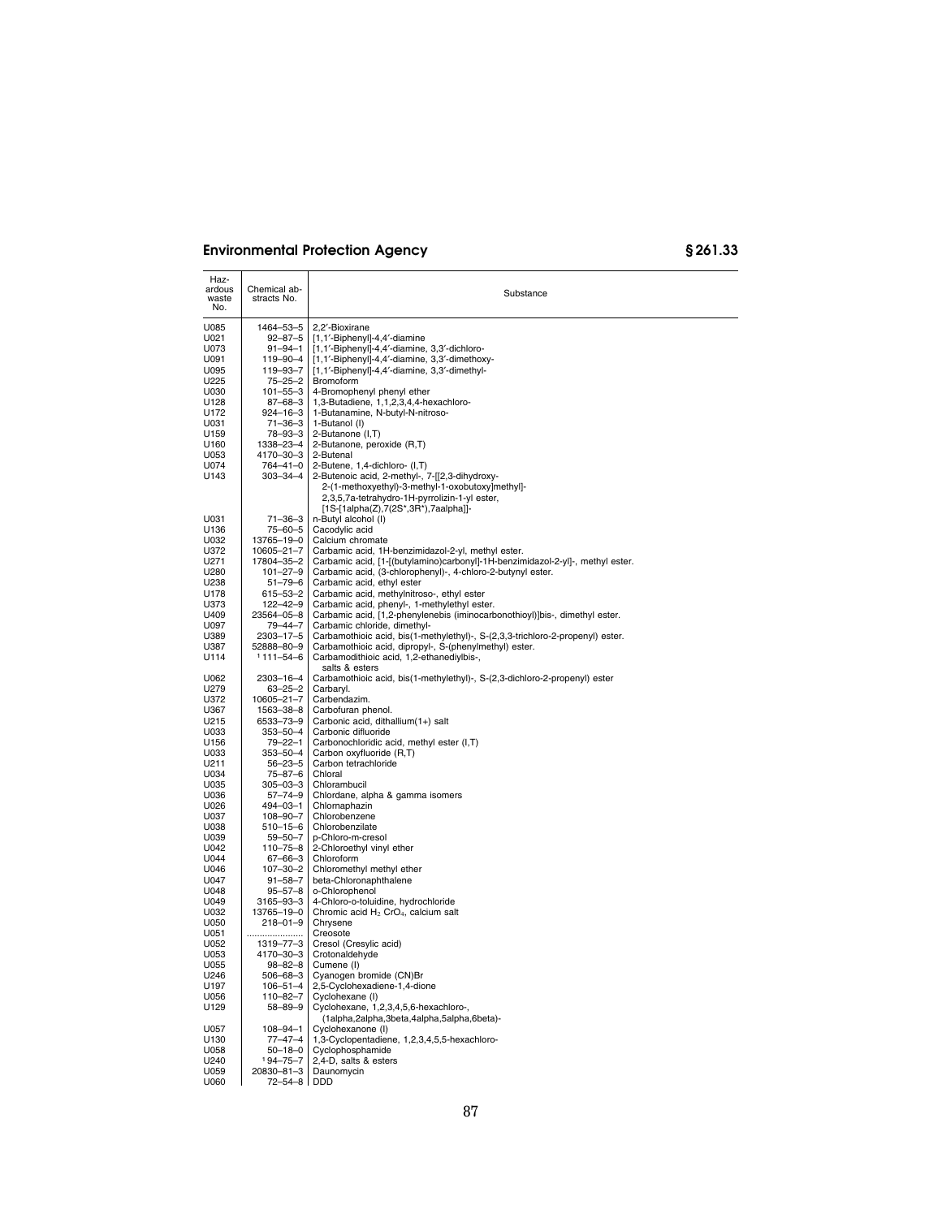| Hazardous waste No. | Chemical abstracts No. | Substance |
|---|---|---|
| U085 | 1464–53–5 | 2,2′-Bioxirane |
| U021 | 92–87–5 | [1,1′-Biphenyl]-4,4′-diamine |
| U073 | 91–94–1 | [1,1′-Biphenyl]-4,4′-diamine, 3,3′-dichloro- |
| U091 | 119–90–4 | [1,1′-Biphenyl]-4,4′-diamine, 3,3′-dimethoxy- |
| U095 | 119–93–7 | [1,1′-Biphenyl]-4,4′-diamine, 3,3′-dimethyl- |
| U225 | 75–25–2 | Bromoform |
| U030 | 101–55–3 | 4-Bromophenyl phenyl ether |
| U128 | 87–68–3 | 1,3-Butadiene, 1,1,2,3,4,4-hexachloro- |
| U172 | 924–16–3 | 1-Butanamine, N-butyl-N-nitroso- |
| U031 | 71–36–3 | 1-Butanol (I) |
| U159 | 78–93–3 | 2-Butanone (I,T) |
| U160 | 1338–23–4 | 2-Butanone, peroxide (R,T) |
| U053 | 4170–30–3 | 2-Butenal |
| U074 | 764–41–0 | 2-Butene, 1,4-dichloro- (I,T) |
| U143 | 303–34–4 | 2-Butenoic acid, 2-methyl-, 7-[[2,3-dihydroxy-2-(1-methoxyethyl)-3-methyl-1-oxobutoxy]methyl]-2,3,5,7a-tetrahydro-1H-pyrrolizin-1-yl ester, [1S-[1alpha(Z),7(2S*,3R*),7aalpha]]- |
| U031 | 71–36–3 | n-Butyl alcohol (I) |
| U136 | 75–60–5 | Cacodylic acid |
| U032 | 13765–19–0 | Calcium chromate |
| U372 | 10605–21–7 | Carbamic acid, 1H-benzimidazol-2-yl, methyl ester. |
| U271 | 17804–35–2 | Carbamic acid, [1-[(butylamino)carbonyl]-1H-benzimidazol-2-yl]-, methyl ester. |
| U280 | 101–27–9 | Carbamic acid, (3-chlorophenyl)-, 4-chloro-2-butynyl ester. |
| U238 | 51–79–6 | Carbamic acid, ethyl ester |
| U178 | 615–53–2 | Carbamic acid, methylnitroso-, ethyl ester |
| U373 | 122–42–9 | Carbamic acid, phenyl-, 1-methylethyl ester. |
| U409 | 23564–05–8 | Carbamic acid, [1,2-phenylenebis (iminocarbonothioyl)]bis-, dimethyl ester. |
| U097 | 79–44–7 | Carbamic chloride, dimethyl- |
| U389 | 2303–17–5 | Carbamothioic acid, bis(1-methylethyl)-, S-(2,3,3-trichloro-2-propenyl) ester. |
| U387 | 52888–80–9 | Carbamothioic acid, dipropyl-, S-(phenylmethyl) ester. |
| U114 | [1] 111–54–6 | Carbamodithioic acid, 1,2-ethanediylbis-, salts & esters |
| U062 | 2303–16–4 | Carbamothioic acid, bis(1-methylethyl)-, S-(2,3-dichloro-2-propenyl) ester |
| U279 | 63–25–2 | Carbaryl. |
| U372 | 10605–21–7 | Carbendazim. |
| U367 | 1563–38–8 | Carbofuran phenol. |
| U215 | 6533–73–9 | Carbonic acid, dithallium(1+) salt |
| U033 | 353–50–4 | Carbonic difluoride |
| U156 | 79–22–1 | Carbonochloridic acid, methyl ester (I,T) |
| U033 | 353–50–4 | Carbon oxyfluoride (R,T) |
| U211 | 56–23–5 | Carbon tetrachloride |
| U034 | 75–87–6 | Chloral |
| U035 | 305–03–3 | Chlorambucil |
| U036 | 57–74–9 | Chlordane, alpha & gamma isomers |
| U026 | 494–03–1 | Chlornaphazin |
| U037 | 108–90–7 | Chlorobenzene |
| U038 | 510–15–6 | Chlorobenzilate |
| U039 | 59–50–7 | p-Chloro-m-cresol |
| U042 | 110–75–8 | 2-Chloroethyl vinyl ether |
| U044 | 67–66–3 | Chloroform |
| U046 | 107–30–2 | Chloromethyl methyl ether |
| U047 | 91–58–7 | beta-Chloronaphthalene |
| U048 | 95–57–8 | o-Chlorophenol |
| U049 | 3165–93–3 | 4-Chloro-o-toluidine, hydrochloride |
| U032 | 13765–19–0 | Chromic acid $H_2$ $CrO_4$, calcium salt |
| U050 | 218–01–9 | Chrysene |
| U051 | .................... | Creosote |
| U052 | 1319–77–3 | Cresol (Cresylic acid) |
| U053 | 4170–30–3 | Crotonaldehyde |
| U055 | 98–82–8 | Cumene (I) |
| U246 | 506–68–3 | Cyanogen bromide (CN)Br |
| U197 | 106–51–4 | 2,5-Cyclohexadiene-1,4-dione |
| U056 | 110–82–7 | Cyclohexane (I) |
| U129 | 58–89–9 | Cyclohexane, 1,2,3,4,5,6-hexachloro-, (1alpha,2alpha,3beta,4alpha,5alpha,6beta)- |
| U057 | 108–94–1 | Cyclohexanone (I) |
| U130 | 77–47–4 | 1,3-Cyclopentadiene, 1,2,3,4,5,5-hexachloro- |
| U058 | 50–18–0 | Cyclophosphamide |
| U240 | [1] 94–75–7 | 2,4-D, salts & esters |
| U059 | 20830–81–3 | Daunomycin |
| U060 | 72–54–8 | DDD |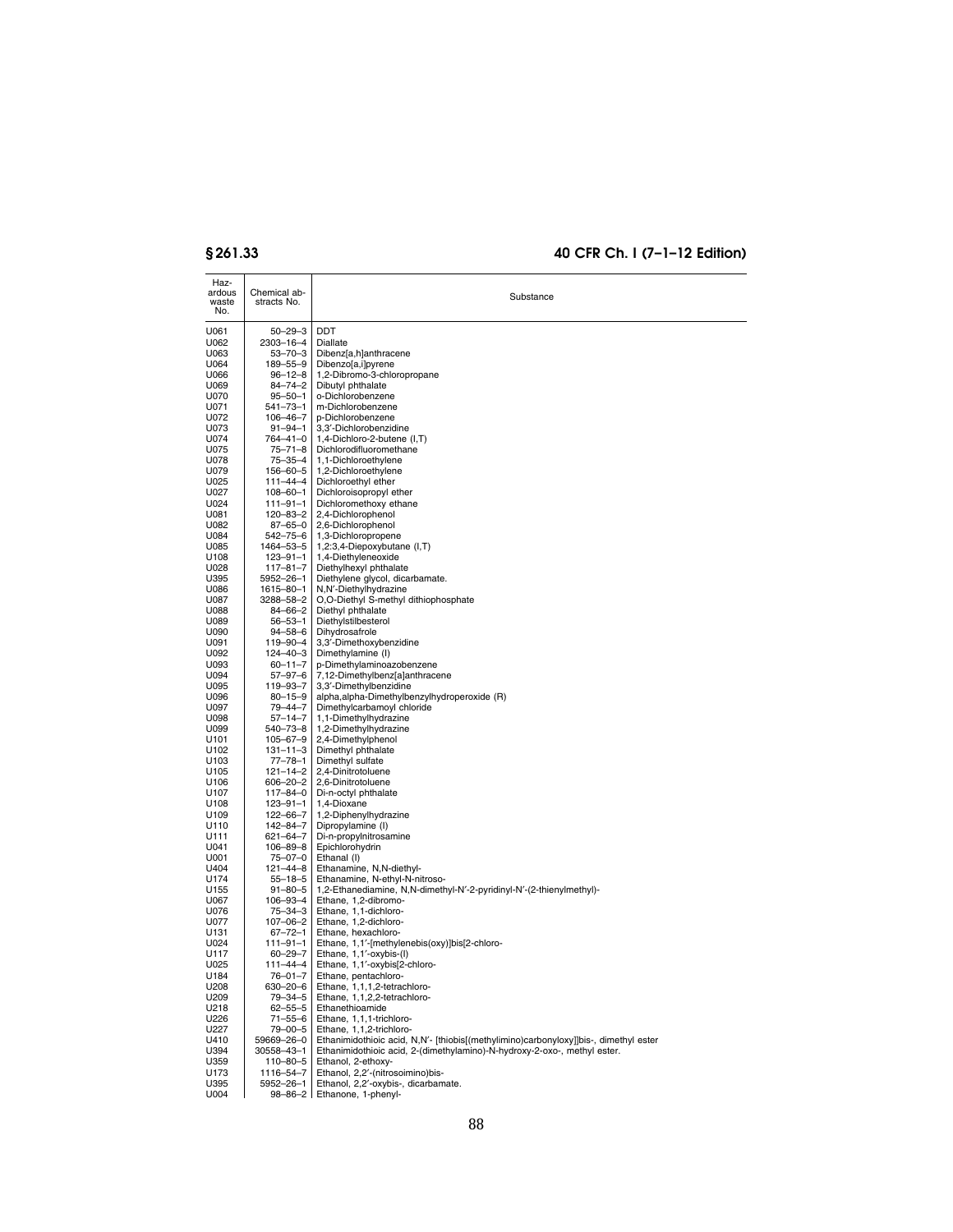| Hazardous waste No. | Chemical abstracts No. | Substance |
|---|---|---|
| U061 | 50–29–3 | DDT |
| U062 | 2303–16–4 | Diallate |
| U063 | 53–70–3 | Dibenz[a,h]anthracene |
| U064 | 189–55–9 | Dibenzo[a,i]pyrene |
| U066 | 96–12–8 | 1,2-Dibromo-3-chloropropane |
| U069 | 84–74–2 | Dibutyl phthalate |
| U070 | 95–50–1 | o-Dichlorobenzene |
| U071 | 541–73–1 | m-Dichlorobenzene |
| U072 | 106–46–7 | p-Dichlorobenzene |
| U073 | 91–94–1 | 3,3′-Dichlorobenzidine |
| U074 | 764–41–0 | 1,4-Dichloro-2-butene (I,T) |
| U075 | 75–71–8 | Dichlorodifluoromethane |
| U078 | 75–35–4 | 1,1-Dichloroethylene |
| U079 | 156–60–5 | 1,2-Dichloroethylene |
| U025 | 111–44–4 | Dichloroethyl ether |
| U027 | 108–60–1 | Dichloroisopropyl ether |
| U024 | 111–91–1 | Dichloromethoxy ethane |
| U081 | 120–83–2 | 2,4-Dichlorophenol |
| U082 | 87–65–0 | 2,6-Dichlorophenol |
| U084 | 542–75–6 | 1,3-Dichloropropene |
| U085 | 1464–53–5 | 1,2:3,4-Diepoxybutane (I,T) |
| U108 | 123–91–1 | 1,4-Diethyleneoxide |
| U028 | 117–81–7 | Diethylhexyl phthalate |
| U395 | 5952–26–1 | Diethylene glycol, dicarbamate. |
| U086 | 1615–80–1 | N,N′-Diethylhydrazine |
| U087 | 3288–58–2 | O,O-Diethyl S-methyl dithiophosphate |
| U088 | 84–66–2 | Diethyl phthalate |
| U089 | 56–53–1 | Diethylstilbesterol |
| U090 | 94–58–6 | Dihydrosafrole |
| U091 | 119–90–4 | 3,3′-Dimethoxybenzidine |
| U092 | 124–40–3 | Dimethylamine (I) |
| U093 | 60–11–7 | p-Dimethylaminoazobenzene |
| U094 | 57–97–6 | 7,12-Dimethylbenz[a]anthracene |
| U095 | 119–93–7 | 3,3′-Dimethylbenzidine |
| U096 | 80–15–9 | alpha,alpha-Dimethylbenzylhydroperoxide (R) |
| U097 | 79–44–7 | Dimethylcarbamoyl chloride |
| U098 | 57–14–7 | 1,1-Dimethylhydrazine |
| U099 | 540–73–8 | 1,2-Dimethylhydrazine |
| U101 | 105–67–9 | 2,4-Dimethylphenol |
| U102 | 131–11–3 | Dimethyl phthalate |
| U103 | 77–78–1 | Dimethyl sulfate |
| U105 | 121–14–2 | 2,4-Dinitrotoluene |
| U106 | 606–20–2 | 2,6-Dinitrotoluene |
| U107 | 117–84–0 | Di-n-octyl phthalate |
| U108 | 123–91–1 | 1,4-Dioxane |
| U109 | 122–66–7 | 1,2-Diphenylhydrazine |
| U110 | 142–84–7 | Dipropylamine (I) |
| U111 | 621–64–7 | Di-n-propylnitrosamine |
| U041 | 106–89–8 | Epichlorohydrin |
| U001 | 75–07–0 | Ethanal (I) |
| U404 | 121–44–8 | Ethanamine, N,N-diethyl- |
| U174 | 55–18–5 | Ethanamine, N-ethyl-N-nitroso- |
| U155 | 91–80–5 | 1,2-Ethanediamine, N,N-dimethyl-N′-2-pyridinyl-N′-(2-thienylmethyl)- |
| U067 | 106–93–4 | Ethane, 1,2-dibromo- |
| U076 | 75–34–3 | Ethane, 1,1-dichloro- |
| U077 | 107–06–2 | Ethane, 1,2-dichloro- |
| U131 | 67–72–1 | Ethane, hexachloro- |
| U024 | 111–91–1 | Ethane, 1,1′-[methylenebis(oxy)]bis[2-chloro- |
| U117 | 60–29–7 | Ethane, 1,1′-oxybis-(I) |
| U025 | 111–44–4 | Ethane, 1,1′-oxybis[2-chloro- |
| U184 | 76–01–7 | Ethane, pentachloro- |
| U208 | 630–20–6 | Ethane, 1,1,1,2-tetrachloro- |
| U209 | 79–34–5 | Ethane, 1,1,2,2-tetrachloro- |
| U218 | 62–55–5 | Ethanethioamide |
| U226 | 71–55–6 | Ethane, 1,1,1-trichloro- |
| U227 | 79–00–5 | Ethane, 1,1,2-trichloro- |
| U410 | 59669–26–0 | Ethanimidothioic acid, N,N′- [thiobis[(methylimino)carbonyloxy]]bis-, dimethyl ester |
| U394 | 30558–43–1 | Ethanimidothioic acid, 2-(dimethylamino)-N-hydroxy-2-oxo-, methyl ester. |
| U359 | 110–80–5 | Ethanol, 2-ethoxy- |
| U173 | 1116–54–7 | Ethanol, 2,2′-(nitrosoimino)bis- |
| U395 | 5952–26–1 | Ethanol, 2,2′-oxybis-, dicarbamate. |
| U004 | 98–86–2 | Ethanone, 1-phenyl- |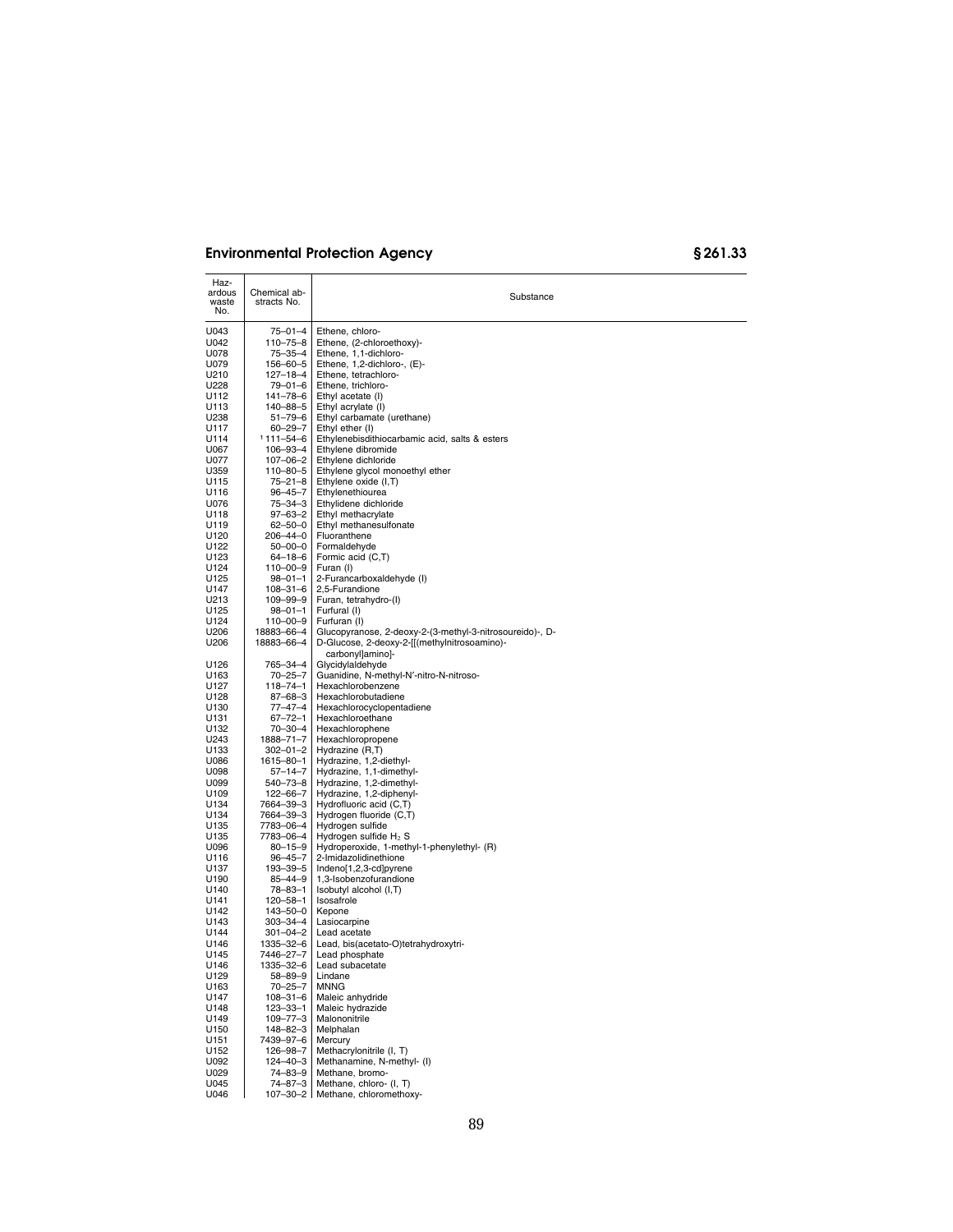| Hazardous waste No. | Chemical abstracts No. | Substance |
|---|---|---|
| U043 | 75–01–4 | Ethene, chloro- |
| U042 | 110–75–8 | Ethene, (2-chloroethoxy)- |
| U078 | 75–35–4 | Ethene, 1,1-dichloro- |
| U079 | 156–60–5 | Ethene, 1,2-dichloro-, (E)- |
| U210 | 127–18–4 | Ethene, tetrachloro- |
| U228 | 79–01–6 | Ethene, trichloro- |
| U112 | 141–78–6 | Ethyl acetate (I) |
| U113 | 140–88–5 | Ethyl acrylate (I) |
| U238 | 51–79–6 | Ethyl carbamate (urethane) |
| U117 | 60–29–7 | Ethyl ether (I) |
| U114 | [1] 111–54–6 | Ethylenebisdithiocarbamic acid, salts & esters |
| U067 | 106–93–4 | Ethylene dibromide |
| U077 | 107–06–2 | Ethylene dichloride |
| U359 | 110–80–5 | Ethylene glycol monoethyl ether |
| U115 | 75–21–8 | Ethylene oxide (I,T) |
| U116 | 96–45–7 | Ethylenethiourea |
| U076 | 75–34–3 | Ethylidene dichloride |
| U118 | 97–63–2 | Ethyl methacrylate |
| U119 | 62–50–0 | Ethyl methanesulfonate |
| U120 | 206–44–0 | Fluoranthene |
| U122 | 50–00–0 | Formaldehyde |
| U123 | 64–18–6 | Formic acid (C,T) |
| U124 | 110–00–9 | Furan (I) |
| U125 | 98–01–1 | 2-Furancarboxaldehyde (I) |
| U147 | 108–31–6 | 2,5-Furandione |
| U213 | 109–99–9 | Furan, tetrahydro-(I) |
| U125 | 98–01–1 | Furfural (I) |
| U124 | 110–00–9 | Furfuran (I) |
| U206 | 18883–66–4 | Glucopyranose, 2-deoxy-2-(3-methyl-3-nitrosoureido)-, D- |
| U206 | 18883–66–4 | D-Glucose, 2-deoxy-2-[[(methylnitrosoamino)-carbonyl]amino]- |
| U126 | 765–34–4 | Glycidylaldehyde |
| U163 | 70–25–7 | Guanidine, N-methyl-N′-nitro-N-nitroso- |
| U127 | 118–74–1 | Hexachlorobenzene |
| U128 | 87–68–3 | Hexachlorobutadiene |
| U130 | 77–47–4 | Hexachlorocyclopentadiene |
| U131 | 67–72–1 | Hexachloroethane |
| U132 | 70–30–4 | Hexachlorophene |
| U243 | 1888–71–7 | Hexachloropropene |
| U133 | 302–01–2 | Hydrazine (R,T) |
| U086 | 1615–80–1 | Hydrazine, 1,2-diethyl- |
| U098 | 57–14–7 | Hydrazine, 1,1-dimethyl- |
| U099 | 540–73–8 | Hydrazine, 1,2-dimethyl- |
| U109 | 122–66–7 | Hydrazine, 1,2-diphenyl- |
| U134 | 7664–39–3 | Hydrofluoric acid (C,T) |
| U134 | 7664–39–3 | Hydrogen fluoride (C,T) |
| U135 | 7783–06–4 | Hydrogen sulfide |
| U135 | 7783–06–4 | Hydrogen sulfide $H_2S$ |
| U096 | 80–15–9 | Hydroperoxide, 1-methyl-1-phenylethyl- (R) |
| U116 | 96–45–7 | 2-Imidazolidinethione |
| U137 | 193–39–5 | Indeno[1,2,3-cd]pyrene |
| U190 | 85–44–9 | 1,3-Isobenzofurandione |
| U140 | 78–83–1 | Isobutyl alcohol (I,T) |
| U141 | 120–58–1 | Isosafrole |
| U142 | 143–50–0 | Kepone |
| U143 | 303–34–4 | Lasiocarpine |
| U144 | 301–04–2 | Lead acetate |
| U146 | 1335–32–6 | Lead, bis(acetato-O)tetrahydroxytri- |
| U145 | 7446–27–7 | Lead phosphate |
| U146 | 1335–32–6 | Lead subacetate |
| U129 | 58–89–9 | Lindane |
| U163 | 70–25–7 | MNNG |
| U147 | 108–31–6 | Maleic anhydride |
| U148 | 123–33–1 | Maleic hydrazide |
| U149 | 109–77–3 | Malononitrile |
| U150 | 148–82–3 | Melphalan |
| U151 | 7439–97–6 | Mercury |
| U152 | 126–98–7 | Methacrylonitrile (I, T) |
| U092 | 124–40–3 | Methanamine, N-methyl- (I) |
| U029 | 74–83–9 | Methane, bromo- |
| U045 | 74–87–3 | Methane, chloro- (I, T) |
| U046 | 107–30–2 | Methane, chloromethoxy- |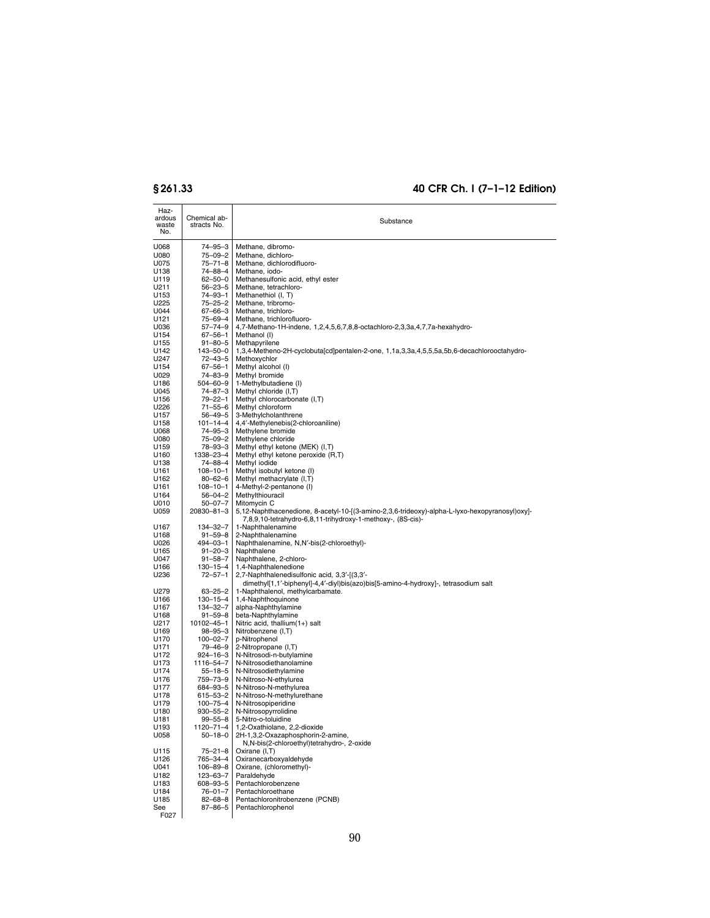| Hazardous waste No. | Chemical abstracts No. | Substance |
|---|---|---|
| U068 | 74–95–3 | Methane, dibromo- |
| U080 | 75–09–2 | Methane, dichloro- |
| U075 | 75–71–8 | Methane, dichlorodifluoro- |
| U138 | 74–88–4 | Methane, iodo- |
| U119 | 62–50–0 | Methanesulfonic acid, ethyl ester |
| U211 | 56–23–5 | Methane, tetrachloro- |
| U153 | 74–93–1 | Methanethiol (I, T) |
| U225 | 75–25–2 | Methane, tribromo- |
| U044 | 67–66–3 | Methane, trichloro- |
| U121 | 75–69–4 | Methane, trichlorofluoro- |
| U036 | 57–74–9 | 4,7-Methano-1H-indene, 1,2,4,5,6,7,8,8-octachloro-2,3,3a,4,7,7a-hexahydro- |
| U154 | 67–56–1 | Methanol (I) |
| U155 | 91–80–5 | Methapyrilene |
| U142 | 143–50–0 | 1,3,4-Metheno-2H-cyclobuta[cd]pentalen-2-one, 1,1a,3,3a,4,5,5,5a,5b,6-decachlorooctahydro- |
| U247 | 72–43–5 | Methoxychlor |
| U154 | 67–56–1 | Methyl alcohol (I) |
| U029 | 74–83–9 | Methyl bromide |
| U186 | 504–60–9 | 1-Methylbutadiene (I) |
| U045 | 74–87–3 | Methyl chloride (I,T) |
| U156 | 79–22–1 | Methyl chlorocarbonate (I,T) |
| U226 | 71–55–6 | Methyl chloroform |
| U157 | 56–49–5 | 3-Methylcholanthrene |
| U158 | 101–14–4 | 4,4′-Methylenebis(2-chloroaniline) |
| U068 | 74–95–3 | Methylene bromide |
| U080 | 75–09–2 | Methylene chloride |
| U159 | 78–93–3 | Methyl ethyl ketone (MEK) (I,T) |
| U160 | 1338–23–4 | Methyl ethyl ketone peroxide (R,T) |
| U138 | 74–88–4 | Methyl iodide |
| U161 | 108–10–1 | Methyl isobutyl ketone (I) |
| U162 | 80–62–6 | Methyl methacrylate (I,T) |
| U161 | 108–10–1 | 4-Methyl-2-pentanone (I) |
| U164 | 56–04–2 | Methylthiouracil |
| U010 | 50–07–7 | Mitomycin C |
| U059 | 20830–81–3 | 5,12-Naphthacenedione, 8-acetyl-10-[(3-amino-2,3,6-trideoxy)-alpha-L-lyxo-hexopyranosyl)oxy]-7,8,9,10-tetrahydro-6,8,11-trihydroxy-1-methoxy-, (8S-cis)- |
| U167 | 134–32–7 | 1-Naphthalenamine |
| U168 | 91–59–8 | 2-Naphthalenamine |
| U026 | 494–03–1 | Naphthalenamine, N,N′-bis(2-chloroethyl)- |
| U165 | 91–20–3 | Naphthalene |
| U047 | 91–58–7 | Naphthalene, 2-chloro- |
| U166 | 130–15–4 | 1,4-Naphthalenedione |
| U236 | 72–57–1 | 2,7-Naphthalenedisulfonic acid, 3,3′-[(3,3′-dimethyl[1,1′-biphenyl]-4,4′-diyl)bis(azo)bis[5-amino-4-hydroxy]-, tetrasodium salt |
| U279 | 63–25–2 | 1-Naphthalenol, methylcarbamate. |
| U166 | 130–15–4 | 1,4-Naphthoquinone |
| U167 | 134–32–7 | alpha-Naphthylamine |
| U168 | 91–59–8 | beta-Naphthylamine |
| U217 | 10102–45–1 | Nitric acid, thallium(1+) salt |
| U169 | 98–95–3 | Nitrobenzene (I,T) |
| U170 | 100–02–7 | p-Nitrophenol |
| U171 | 79–46–9 | 2-Nitropropane (I,T) |
| U172 | 924–16–3 | N-Nitrosodi-n-butylamine |
| U173 | 1116–54–7 | N-Nitrosodiethanolamine |
| U174 | 55–18–5 | N-Nitrosodiethylamine |
| U176 | 759–73–9 | N-Nitroso-N-ethylurea |
| U177 | 684–93–5 | N-Nitroso-N-methylurea |
| U178 | 615–53–2 | N-Nitroso-N-methylurethane |
| U179 | 100–75–4 | N-Nitrosopiperidine |
| U180 | 930–55–2 | N-Nitrosopyrrolidine |
| U181 | 99–55–8 | 5-Nitro-o-toluidine |
| U193 | 1120–71–4 | 1,2-Oxathiolane, 2,2-dioxide |
| U058 | 50–18–0 | 2H-1,3,2-Oxazaphosphorin-2-amine, N,N-bis(2-chloroethyl)tetrahydro-, 2-oxide |
| U115 | 75–21–8 | Oxirane (I,T) |
| U126 | 765–34–4 | Oxiranecarboxyaldehyde |
| U041 | 106–89–8 | Oxirane, (chloromethyl)- |
| U182 | 123–63–7 | Paraldehyde |
| U183 | 608–93–5 | Pentachlorobenzene |
| U184 | 76–01–7 | Pentachloroethane |
| U185 | 82–68–8 | Pentachloronitrobenzene (PCNB) |
| See F027 | 87–86–5 | Pentachlorophenol |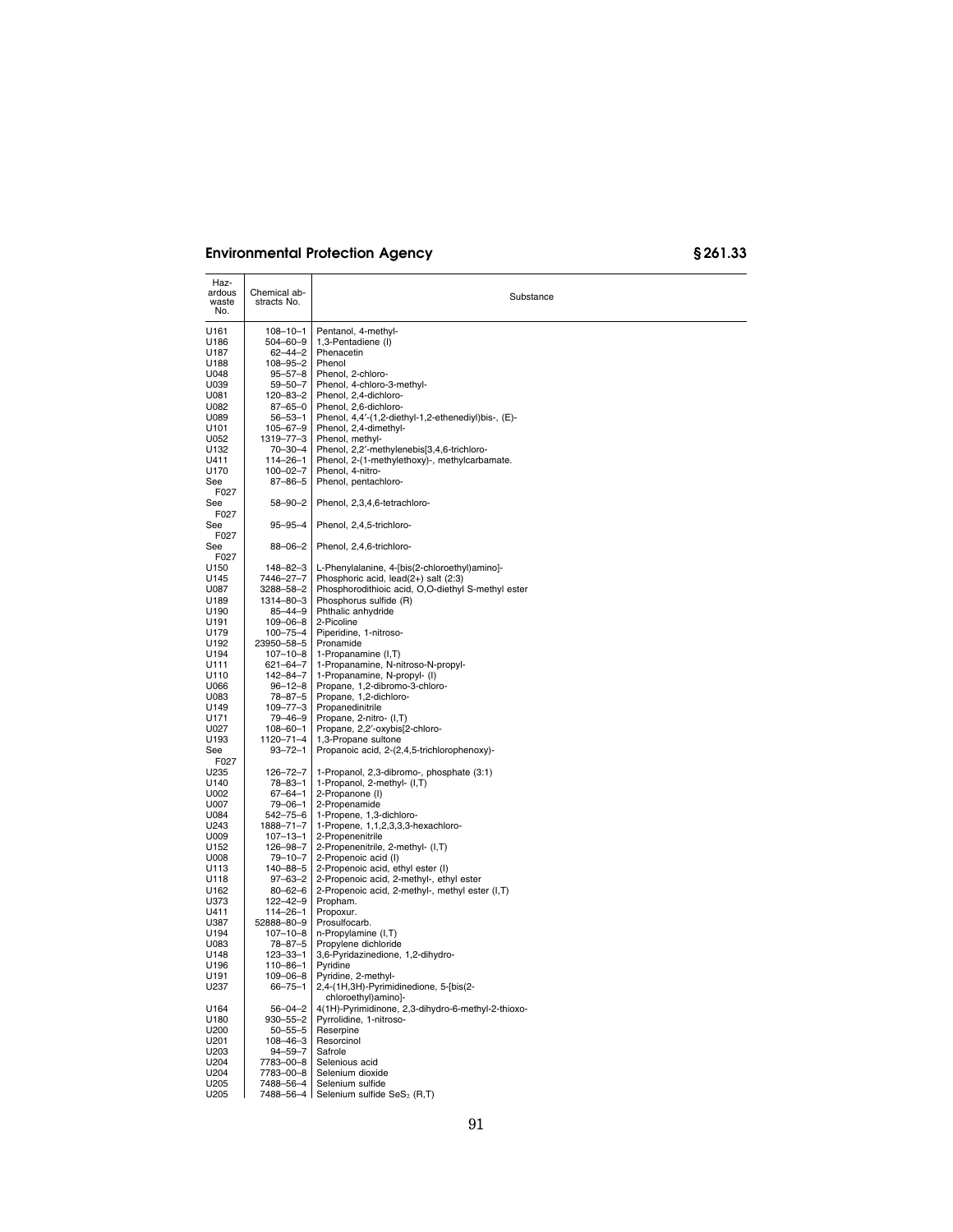| Hazardous waste No. | Chemical abstracts No. | Substance |
|---|---|---|
| U161 | 108–10–1 | Pentanol, 4-methyl- |
| U186 | 504–60–9 | 1,3-Pentadiene (I) |
| U187 | 62–44–2 | Phenacetin |
| U188 | 108–95–2 | Phenol |
| U048 | 95–57–8 | Phenol, 2-chloro- |
| U039 | 59–50–7 | Phenol, 4-chloro-3-methyl- |
| U081 | 120–83–2 | Phenol, 2,4-dichloro- |
| U082 | 87–65–0 | Phenol, 2,6-dichloro- |
| U089 | 56–53–1 | Phenol, 4,4′-(1,2-diethyl-1,2-ethenediyl)bis-, (E)- |
| U101 | 105–67–9 | Phenol, 2,4-dimethyl- |
| U052 | 1319–77–3 | Phenol, methyl- |
| U132 | 70–30–4 | Phenol, 2,2′-methylenebis[3,4,6-trichloro- |
| U411 | 114–26–1 | Phenol, 2-(1-methylethoxy)-, methylcarbamate. |
| U170 | 100–02–7 | Phenol, 4-nitro- |
| See F027 | 87–86–5 | Phenol, pentachloro- |
| See F027 | 58–90–2 | Phenol, 2,3,4,6-tetrachloro- |
| See F027 | 95–95–4 | Phenol, 2,4,5-trichloro- |
| See F027 | 88–06–2 | Phenol, 2,4,6-trichloro- |
| U150 | 148–82–3 | L-Phenylalanine, 4-[bis(2-chloroethyl)amino]- |
| U145 | 7446–27–7 | Phosphoric acid, lead(2+) salt (2:3) |
| U087 | 3288–58–2 | Phosphorodithioic acid, O,O-diethyl S-methyl ester |
| U189 | 1314–80–3 | Phosphorus sulfide (R) |
| U190 | 85–44–9 | Phthalic anhydride |
| U191 | 109–06–8 | 2-Picoline |
| U179 | 100–75–4 | Piperidine, 1-nitroso- |
| U192 | 23950–58–5 | Pronamide |
| U194 | 107–10–8 | 1-Propanamine (I,T) |
| U111 | 621–64–7 | 1-Propanamine, N-nitroso-N-propyl- |
| U110 | 142–84–7 | 1-Propanamine, N-propyl- (I) |
| U066 | 96–12–8 | Propane, 1,2-dibromo-3-chloro- |
| U083 | 78–87–5 | Propane, 1,2-dichloro- |
| U149 | 109–77–3 | Propanedinitrile |
| U171 | 79–46–9 | Propane, 2-nitro- (I,T) |
| U027 | 108–60–1 | Propane, 2,2′-oxybis[2-chloro- |
| U193 | 1120–71–4 | 1,3-Propane sultone |
| See F027 | 93–72–1 | Propanoic acid, 2-(2,4,5-trichlorophenoxy)- |
| U235 | 126–72–7 | 1-Propanol, 2,3-dibromo-, phosphate (3:1) |
| U140 | 78–83–1 | 1-Propanol, 2-methyl- (I,T) |
| U002 | 67–64–1 | 2-Propanone (I) |
| U007 | 79–06–1 | 2-Propenamide |
| U084 | 542–75–6 | 1-Propene, 1,3-dichloro- |
| U243 | 1888–71–7 | 1-Propene, 1,1,2,3,3,3-hexachloro- |
| U009 | 107–13–1 | 2-Propenenitrile |
| U152 | 126–98–7 | 2-Propenenitrile, 2-methyl- (I,T) |
| U008 | 79–10–7 | 2-Propenoic acid (I) |
| U113 | 140–88–5 | 2-Propenoic acid, ethyl ester (I) |
| U118 | 97–63–2 | 2-Propenoic acid, 2-methyl-, ethyl ester |
| U162 | 80–62–6 | 2-Propenoic acid, 2-methyl-, methyl ester (I,T) |
| U373 | 122–42–9 | Propham. |
| U411 | 114–26–1 | Propoxur. |
| U387 | 52888–80–9 | Prosulfocarb. |
| U194 | 107–10–8 | n-Propylamine (I,T) |
| U083 | 78–87–5 | Propylene dichloride |
| U148 | 123–33–1 | 3,6-Pyridazinedione, 1,2-dihydro- |
| U196 | 110–86–1 | Pyridine |
| U191 | 109–06–8 | Pyridine, 2-methyl- |
| U237 | 66–75–1 | 2,4-(1H,3H)-Pyrimidinedione, 5-[bis(2-chloroethyl)amino]- |
| U164 | 56–04–2 | 4(1H)-Pyrimidinone, 2,3-dihydro-6-methyl-2-thioxo- |
| U180 | 930–55–2 | Pyrrolidine, 1-nitroso- |
| U200 | 50–55–5 | Reserpine |
| U201 | 108–46–3 | Resorcinol |
| U203 | 94–59–7 | Safrole |
| U204 | 7783–00–8 | Selenious acid |
| U204 | 7783–00–8 | Selenium dioxide |
| U205 | 7488–56–4 | Selenium sulfide |
| U205 | 7488–56–4 | Selenium sulfide $SeS_2$ (R,T) |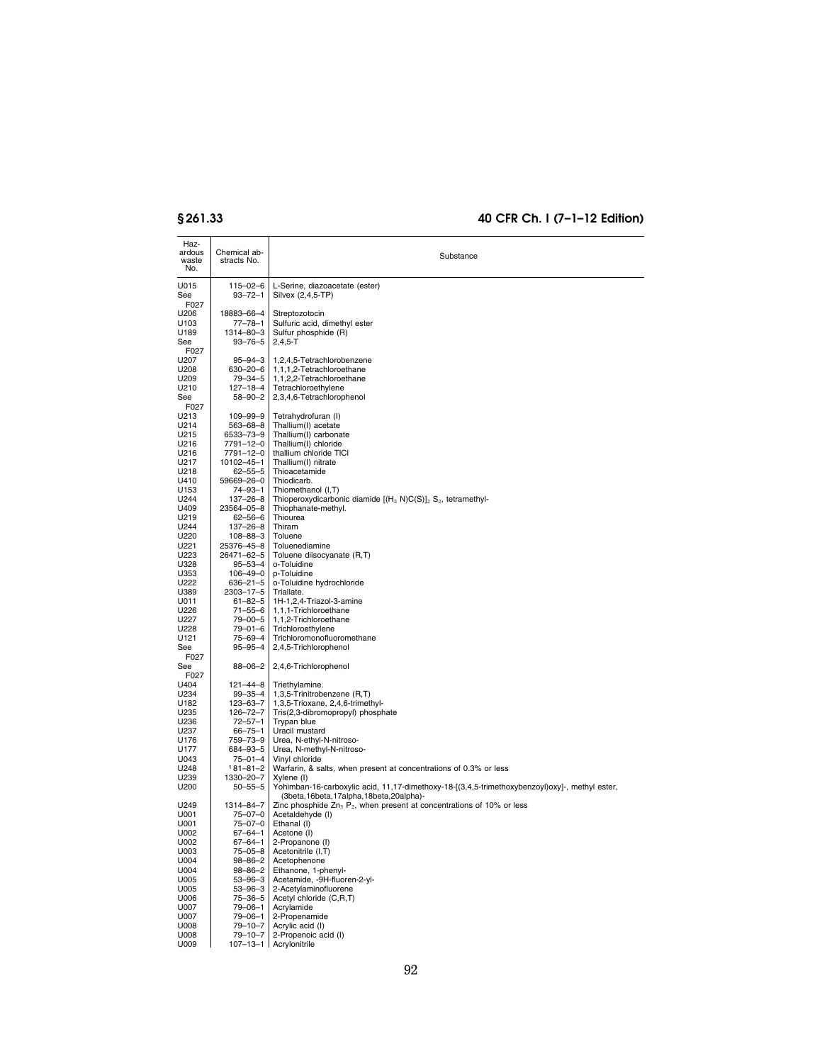| Hazardous waste No. | Chemical abstracts No. | Substance |
|---|---|---|
| U015 | 115–02–6 | L-Serine, diazoacetate (ester) |
| See F027 | 93–72–1 | Silvex (2,4,5-TP) |
| U206 | 18883–66–4 | Streptozotocin |
| U103 | 77–78–1 | Sulfuric acid, dimethyl ester |
| U189 | 1314–80–3 | Sulfur phosphide (R) |
| See F027 | 93–76–5 | 2,4,5-T |
| U207 | 95–94–3 | 1,2,4,5-Tetrachlorobenzene |
| U208 | 630–20–6 | 1,1,1,2-Tetrachloroethane |
| U209 | 79–34–5 | 1,1,2,2-Tetrachloroethane |
| U210 | 127–18–4 | Tetrachloroethylene |
| See F027 | 58–90–2 | 2,3,4,6-Tetrachlorophenol |
| U213 | 109–99–9 | Tetrahydrofuran (I) |
| U214 | 563–68–8 | Thallium(I) acetate |
| U215 | 6533–73–9 | Thallium(I) carbonate |
| U216 | 7791–12–0 | Thallium(I) chloride |
| U216 | 7791–12–0 | thallium chloride TlCl |
| U217 | 10102–45–1 | Thallium(I) nitrate |
| U218 | 62–55–5 | Thioacetamide |
| U410 | 59669–26–0 | Thiodicarb. |
| U153 | 74–93–1 | Thiomethanol (I,T) |
| U244 | 137–26–8 | Thioperoxydicarbonic diamide $[(H_2N)C(S)]_2S_2$, tetramethyl- |
| U409 | 23564–05–8 | Thiophanate-methyl. |
| U219 | 62–56–6 | Thiourea |
| U244 | 137–26–8 | Thiram |
| U220 | 108–88–3 | Toluene |
| U221 | 25376–45–8 | Toluenediamine |
| U223 | 26471–62–5 | Toluene diisocyanate (R,T) |
| U328 | 95–53–4 | o-Toluidine |
| U353 | 106–49–0 | p-Toluidine |
| U222 | 636–21–5 | o-Toluidine hydrochloride |
| U389 | 2303–17–5 | Triallate. |
| U011 | 61–82–5 | 1H-1,2,4-Triazol-3-amine |
| U226 | 71–55–6 | 1,1,1-Trichloroethane |
| U227 | 79–00–5 | 1,1,2-Trichloroethane |
| U228 | 79–01–6 | Trichloroethylene |
| U121 | 75–69–4 | Trichloromonofluoromethane |
| See F027 | 95–95–4 | 2,4,5-Trichlorophenol |
| See F027 | 88–06–2 | 2,4,6-Trichlorophenol |
| U404 | 121–44–8 | Triethylamine. |
| U234 | 99–35–4 | 1,3,5-Trinitrobenzene (R,T) |
| U182 | 123–63–7 | 1,3,5-Trioxane, 2,4,6-trimethyl- |
| U235 | 126–72–7 | Tris(2,3-dibromopropyl) phosphate |
| U236 | 72–57–1 | Trypan blue |
| U237 | 66–75–1 | Uracil mustard |
| U176 | 759–73–9 | Urea, N-ethyl-N-nitroso- |
| U177 | 684–93–5 | Urea, N-methyl-N-nitroso- |
| U043 | 75–01–4 | Vinyl chloride |
| U248 | [1] 81–81–2 | Warfarin, & salts, when present at concentrations of 0.3% or less |
| U239 | 1330–20–7 | Xylene (I) |
| U200 | 50–55–5 | Yohimban-16-carboxylic acid, 11,17-dimethoxy-18-[(3,4,5-trimethoxybenzoyl)oxy]-, methyl ester, (3beta,16beta,17alpha,18beta,20alpha)- |
| U249 | 1314–84–7 | Zinc phosphide $Zn_3P_2$, when present at concentrations of 10% or less |
| U001 | 75–07–0 | Acetaldehyde (I) |
| U001 | 75–07–0 | Ethanal (I) |
| U002 | 67–64–1 | Acetone (I) |
| U002 | 67–64–1 | 2-Propanone (I) |
| U003 | 75–05–8 | Acetonitrile (I,T) |
| U004 | 98–86–2 | Acetophenone |
| U004 | 98–86–2 | Ethanone, 1-phenyl- |
| U005 | 53–96–3 | Acetamide, -9H-fluoren-2-yl- |
| U005 | 53–96–3 | 2-Acetylaminofluorene |
| U006 | 75–36–5 | Acetyl chloride (C,R,T) |
| U007 | 79–06–1 | Acrylamide |
| U007 | 79–06–1 | 2-Propenamide |
| U008 | 79–10–7 | Acrylic acid (I) |
| U008 | 79–10–7 | 2-Propenoic acid (I) |
| U009 | 107–13–1 | Acrylonitrile |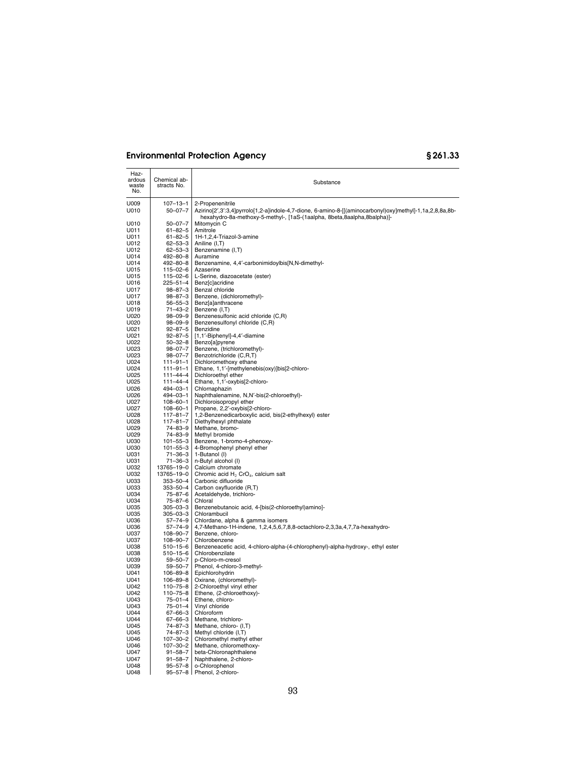| Hazardous waste No. | Chemical abstracts No. | Substance |
|---|---|---|
| U009 | 107–13–1 | 2-Propenenitrile |
| U010 | 50–07–7 | Azirino[2′,3′:3,4]pyrrolo[1,2-a]indole-4,7-dione, 6-amino-8-[[(aminocarbonyl)oxy]methyl]-1,1a,2,8,8a,8b-hexahydro-8a-methoxy-5-methyl-, [1aS-(1aalpha, 8beta,8aalpha,8balpha)]- |
| U010 | 50–07–7 | Mitomycin C |
| U011 | 61–82–5 | Amitrole |
| U011 | 61–82–5 | 1H-1,2,4-Triazol-3-amine |
| U012 | 62–53–3 | Aniline (I,T) |
| U012 | 62–53–3 | Benzenamine (I,T) |
| U014 | 492–80–8 | Auramine |
| U014 | 492–80–8 | Benzenamine, 4,4′-carbonimidoylbis[N,N-dimethyl- |
| U015 | 115–02–6 | Azaserine |
| U015 | 115–02–6 | L-Serine, diazoacetate (ester) |
| U016 | 225–51–4 | Benz[c]acridine |
| U017 | 98–87–3 | Benzal chloride |
| U017 | 98–87–3 | Benzene, (dichloromethyl)- |
| U018 | 56–55–3 | Benz[a]anthracene |
| U019 | 71–43–2 | Benzene (I,T) |
| U020 | 98–09–9 | Benzenesulfonic acid chloride (C,R) |
| U020 | 98–09–9 | Benzenesulfonyl chloride (C,R) |
| U021 | 92–87–5 | Benzidine |
| U021 | 92–87–5 | [1,1′-Biphenyl]-4,4′-diamine |
| U022 | 50–32–8 | Benzo[a]pyrene |
| U023 | 98–07–7 | Benzene, (trichloromethyl)- |
| U023 | 98–07–7 | Benzotrichloride (C,R,T) |
| U024 | 111–91–1 | Dichloromethoxy ethane |
| U024 | 111–91–1 | Ethane, 1,1′-[methylenebis(oxy)]bis[2-chloro- |
| U025 | 111–44–4 | Dichloroethyl ether |
| U025 | 111–44–4 | Ethane, 1,1′-oxybis[2-chloro- |
| U026 | 494–03–1 | Chlornaphazin |
| U026 | 494–03–1 | Naphthalenamine, N,N′-bis(2-chloroethyl)- |
| U027 | 108–60–1 | Dichloroisopropyl ether |
| U027 | 108–60–1 | Propane, 2,2′-oxybis[2-chloro- |
| U028 | 117–81–7 | 1,2-Benzenedicarboxylic acid, bis(2-ethylhexyl) ester |
| U028 | 117–81–7 | Diethylhexyl phthalate |
| U029 | 74–83–9 | Methane, bromo- |
| U029 | 74–83–9 | Methyl bromide |
| U030 | 101–55–3 | Benzene, 1-bromo-4-phenoxy- |
| U030 | 101–55–3 | 4-Bromophenyl phenyl ether |
| U031 | 71–36–3 | 1-Butanol (I) |
| U031 | 71–36–3 | n-Butyl alcohol (I) |
| U032 | 13765–19–0 | Calcium chromate |
| U032 | 13765–19–0 | Chromic acid $H_2$ $CrO_4$, calcium salt |
| U033 | 353–50–4 | Carbonic difluoride |
| U033 | 353–50–4 | Carbon oxyfluoride (R,T) |
| U034 | 75–87–6 | Acetaldehyde, trichloro- |
| U034 | 75–87–6 | Chloral |
| U035 | 305–03–3 | Benzenebutanoic acid, 4-[bis(2-chloroethyl)amino]- |
| U035 | 305–03–3 | Chlorambucil |
| U036 | 57–74–9 | Chlordane, alpha & gamma isomers |
| U036 | 57–74–9 | 4,7-Methano-1H-indene, 1,2,4,5,6,7,8,8-octachloro-2,3,3a,4,7,7a-hexahydro- |
| U037 | 108–90–7 | Benzene, chloro- |
| U037 | 108–90–7 | Chlorobenzene |
| U038 | 510–15–6 | Benzeneacetic acid, 4-chloro-alpha-(4-chlorophenyl)-alpha-hydroxy-, ethyl ester |
| U038 | 510–15–6 | Chlorobenzilate |
| U039 | 59–50–7 | p-Chloro-m-cresol |
| U039 | 59–50–7 | Phenol, 4-chloro-3-methyl- |
| U041 | 106–89–8 | Epichlorohydrin |
| U041 | 106–89–8 | Oxirane, (chloromethyl)- |
| U042 | 110–75–8 | 2-Chloroethyl vinyl ether |
| U042 | 110–75–8 | Ethene, (2-chloroethoxy)- |
| U043 | 75–01–4 | Ethene, chloro- |
| U043 | 75–01–4 | Vinyl chloride |
| U044 | 67–66–3 | Chloroform |
| U044 | 67–66–3 | Methane, trichloro- |
| U045 | 74–87–3 | Methane, chloro- (I,T) |
| U045 | 74–87–3 | Methyl chloride (I,T) |
| U046 | 107–30–2 | Chloromethyl methyl ether |
| U046 | 107–30–2 | Methane, chloromethoxy- |
| U047 | 91–58–7 | beta-Chloronaphthalene |
| U047 | 91–58–7 | Naphthalene, 2-chloro- |
| U048 | 95–57–8 | o-Chlorophenol |
| U048 | 95–57–8 | Phenol, 2-chloro- |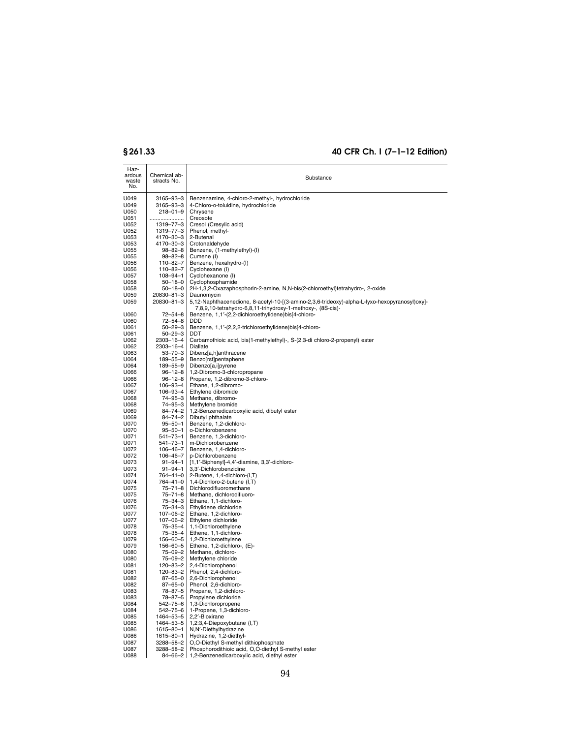| Hazardous waste No. | Chemical abstracts No. | Substance |
|---|---|---|
| U049 | 3165–93–3 | Benzenamine, 4-chloro-2-methyl-, hydrochloride |
| U049 | 3165–93–3 | 4-Chloro-o-toluidine, hydrochloride |
| U050 | 218–01–9 | Chrysene |
| U051 | ...................... | Creosote |
| U052 | 1319–77–3 | Cresol (Cresylic acid) |
| U052 | 1319–77–3 | Phenol, methyl- |
| U053 | 4170–30–3 | 2-Butenal |
| U053 | 4170–30–3 | Crotonaldehyde |
| U055 | 98–82–8 | Benzene, (1-methylethyl)-(I) |
| U055 | 98–82–8 | Cumene (I) |
| U056 | 110–82–7 | Benzene, hexahydro-(I) |
| U056 | 110–82–7 | Cyclohexane (I) |
| U057 | 108–94–1 | Cyclohexanone (I) |
| U058 | 50–18–0 | Cyclophosphamide |
| U058 | 50–18–0 | 2H-1,3,2-Oxazaphosphorin-2-amine, N,N-bis(2-chloroethyl)tetrahydro-, 2-oxide |
| U059 | 20830–81–3 | Daunomycin |
| U059 | 20830–81–3 | 5,12-Naphthacenedione, 8-acetyl-10-[(3-amino-2,3,6-trideoxy)-alpha-L-lyxo-hexopyranosyl)oxy]-7,8,9,10-tetrahydro-6,8,11-trihydroxy-1-methoxy-, (8S-cis)- |
| U060 | 72–54–8 | Benzene, 1,1′-(2,2-dichloroethylidene)bis[4-chloro- |
| U060 | 72–54–8 | DDD |
| U061 | 50–29–3 | Benzene, 1,1′-(2,2,2-trichloroethylidene)bis[4-chloro- |
| U061 | 50–29–3 | DDT |
| U062 | 2303–16–4 | Carbamothioic acid, bis(1-methylethyl)-, S-(2,3-di chloro-2-propenyl) ester |
| U062 | 2303–16–4 | Diallate |
| U063 | 53–70–3 | Dibenz[a,h]anthracene |
| U064 | 189–55–9 | Benzo[rst]pentaphene |
| U064 | 189–55–9 | Dibenzo[a,i]pyrene |
| U066 | 96–12–8 | 1,2-Dibromo-3-chloropropane |
| U066 | 96–12–8 | Propane, 1,2-dibromo-3-chloro- |
| U067 | 106–93–4 | Ethane, 1,2-dibromo- |
| U067 | 106–93–4 | Ethylene dibromide |
| U068 | 74–95–3 | Methane, dibromo- |
| U068 | 74–95–3 | Methylene bromide |
| U069 | 84–74–2 | 1,2-Benzenedicarboxylic acid, dibutyl ester |
| U069 | 84–74–2 | Dibutyl phthalate |
| U070 | 95–50–1 | Benzene, 1,2-dichloro- |
| U070 | 95–50–1 | o-Dichlorobenzene |
| U071 | 541–73–1 | Benzene, 1,3-dichloro- |
| U071 | 541–73–1 | m-Dichlorobenzene |
| U072 | 106–46–7 | Benzene, 1,4-dichloro- |
| U072 | 106–46–7 | p-Dichlorobenzene |
| U073 | 91–94–1 | [1,1′-Biphenyl]-4,4′-diamine, 3,3′-dichloro- |
| U073 | 91–94–1 | 3,3′-Dichlorobenzidine |
| U074 | 764–41–0 | 2-Butene, 1,4-dichloro-(I,T) |
| U074 | 764–41–0 | 1,4-Dichloro-2-butene (I,T) |
| U075 | 75–71–8 | Dichlorodifluoromethane |
| U075 | 75–71–8 | Methane, dichlorodifluoro- |
| U076 | 75–34–3 | Ethane, 1,1-dichloro- |
| U076 | 75–34–3 | Ethylidene dichloride |
| U077 | 107–06–2 | Ethane, 1,2-dichloro- |
| U077 | 107–06–2 | Ethylene dichloride |
| U078 | 75–35–4 | 1,1-Dichloroethylene |
| U078 | 75–35–4 | Ethene, 1,1-dichloro- |
| U079 | 156–60–5 | 1,2-Dichloroethylene |
| U079 | 156–60–5 | Ethene, 1,2-dichloro-, (E)- |
| U080 | 75–09–2 | Methane, dichloro- |
| U080 | 75–09–2 | Methylene chloride |
| U081 | 120–83–2 | 2,4-Dichlorophenol |
| U081 | 120–83–2 | Phenol, 2,4-dichloro- |
| U082 | 87–65–0 | 2,6-Dichlorophenol |
| U082 | 87–65–0 | Phenol, 2,6-dichloro- |
| U083 | 78–87–5 | Propane, 1,2-dichloro- |
| U083 | 78–87–5 | Propylene dichloride |
| U084 | 542–75–6 | 1,3-Dichloropropene |
| U084 | 542–75–6 | 1-Propene, 1,3-dichloro- |
| U085 | 1464–53–5 | 2,2′-Bioxirane |
| U085 | 1464–53–5 | 1,2:3,4-Diepoxybutane (I,T) |
| U086 | 1615–80–1 | N,N′-Diethylhydrazine |
| U086 | 1615–80–1 | Hydrazine, 1,2-diethyl- |
| U087 | 3288–58–2 | O,O-Diethyl S-methyl dithiophosphate |
| U087 | 3288–58–2 | Phosphorodithioic acid, O,O-diethyl S-methyl ester |
| U088 | 84–66–2 | 1,2-Benzenedicarboxylic acid, diethyl ester |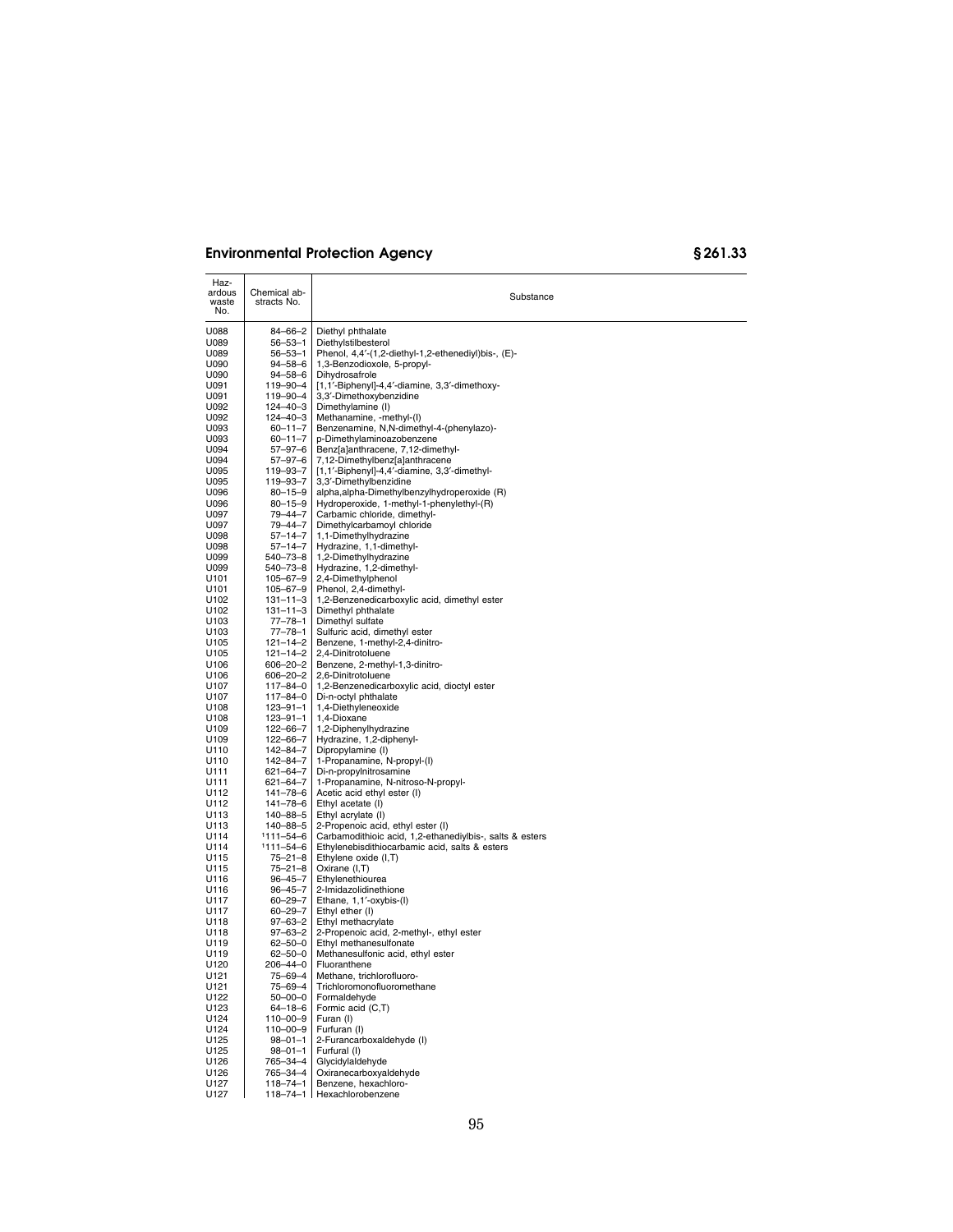| Hazardous waste No. | Chemical abstracts No. | Substance |
|---|---|---|
| U088 | 84–66–2 | Diethyl phthalate |
| U089 | 56–53–1 | Diethylstilbesterol |
| U089 | 56–53–1 | Phenol, 4,4′-(1,2-diethyl-1,2-ethenediyl)bis-, (E)- |
| U090 | 94–58–6 | 1,3-Benzodioxole, 5-propyl- |
| U090 | 94–58–6 | Dihydrosafrole |
| U091 | 119–90–4 | [1,1′-Biphenyl]-4,4′-diamine, 3,3′-dimethoxy- |
| U091 | 119–90–4 | 3,3′-Dimethoxybenzidine |
| U092 | 124–40–3 | Dimethylamine (I) |
| U092 | 124–40–3 | Methanamine, -methyl-(I) |
| U093 | 60–11–7 | Benzenamine, N,N-dimethyl-4-(phenylazo)- |
| U093 | 60–11–7 | p-Dimethylaminoazobenzene |
| U094 | 57–97–6 | Benz[a]anthracene, 7,12-dimethyl- |
| U094 | 57–97–6 | 7,12-Dimethylbenz[a]anthracene |
| U095 | 119–93–7 | [1,1′-Biphenyl]-4,4′-diamine, 3,3′-dimethyl- |
| U095 | 119–93–7 | 3,3′-Dimethylbenzidine |
| U096 | 80–15–9 | alpha,alpha-Dimethylbenzylhydroperoxide (R) |
| U096 | 80–15–9 | Hydroperoxide, 1-methyl-1-phenylethyl-(R) |
| U097 | 79–44–7 | Carbamic chloride, dimethyl- |
| U097 | 79–44–7 | Dimethylcarbamoyl chloride |
| U098 | 57–14–7 | 1,1-Dimethylhydrazine |
| U098 | 57–14–7 | Hydrazine, 1,1-dimethyl- |
| U099 | 540–73–8 | 1,2-Dimethylhydrazine |
| U099 | 540–73–8 | Hydrazine, 1,2-dimethyl- |
| U101 | 105–67–9 | 2,4-Dimethylphenol |
| U101 | 105–67–9 | Phenol, 2,4-dimethyl- |
| U102 | 131–11–3 | 1,2-Benzenedicarboxylic acid, dimethyl ester |
| U102 | 131–11–3 | Dimethyl phthalate |
| U103 | 77–78–1 | Dimethyl sulfate |
| U103 | 77–78–1 | Sulfuric acid, dimethyl ester |
| U105 | 121–14–2 | Benzene, 1-methyl-2,4-dinitro- |
| U105 | 121–14–2 | 2,4-Dinitrotoluene |
| U106 | 606–20–2 | Benzene, 2-methyl-1,3-dinitro- |
| U106 | 606–20–2 | 2,6-Dinitrotoluene |
| U107 | 117–84–0 | 1,2-Benzenedicarboxylic acid, dioctyl ester |
| U107 | 117–84–0 | Di-n-octyl phthalate |
| U108 | 123–91–1 | 1,4-Diethyleneoxide |
| U108 | 123–91–1 | 1,4-Dioxane |
| U109 | 122–66–7 | 1,2-Diphenylhydrazine |
| U109 | 122–66–7 | Hydrazine, 1,2-diphenyl- |
| U110 | 142–84–7 | Dipropylamine (I) |
| U110 | 142–84–7 | 1-Propanamine, N-propyl-(I) |
| U111 | 621–64–7 | Di-n-propylnitrosamine |
| U111 | 621–64–7 | 1-Propanamine, N-nitroso-N-propyl- |
| U112 | 141–78–6 | Acetic acid ethyl ester (I) |
| U112 | 141–78–6 | Ethyl acetate (I) |
| U113 | 140–88–5 | Ethyl acrylate (I) |
| U113 | 140–88–5 | 2-Propenoic acid, ethyl ester (I) |
| U114 | [1]111–54–6 | Carbamodithioic acid, 1,2-ethanediylbis-, salts & esters |
| U114 | [1]111–54–6 | Ethylenebisdithiocarbamic acid, salts & esters |
| U115 | 75–21–8 | Ethylene oxide (I,T) |
| U115 | 75–21–8 | Oxirane (I,T) |
| U116 | 96–45–7 | Ethylenethiourea |
| U116 | 96–45–7 | 2-Imidazolidinethione |
| U117 | 60–29–7 | Ethane, 1,1′-oxybis-(I) |
| U117 | 60–29–7 | Ethyl ether (I) |
| U118 | 97–63–2 | Ethyl methacrylate |
| U118 | 97–63–2 | 2-Propenoic acid, 2-methyl-, ethyl ester |
| U119 | 62–50–0 | Ethyl methanesulfonate |
| U119 | 62–50–0 | Methanesulfonic acid, ethyl ester |
| U120 | 206–44–0 | Fluoranthene |
| U121 | 75–69–4 | Methane, trichlorofluoro- |
| U121 | 75–69–4 | Trichloromonofluoromethane |
| U122 | 50–00–0 | Formaldehyde |
| U123 | 64–18–6 | Formic acid (C,T) |
| U124 | 110–00–9 | Furan (I) |
| U124 | 110–00–9 | Furfuran (I) |
| U125 | 98–01–1 | 2-Furancarboxaldehyde (I) |
| U125 | 98–01–1 | Furfural (I) |
| U126 | 765–34–4 | Glycidylaldehyde |
| U126 | 765–34–4 | Oxiranecarboxyaldehyde |
| U127 | 118–74–1 | Benzene, hexachloro- |
| U127 | 118–74–1 | Hexachlorobenzene |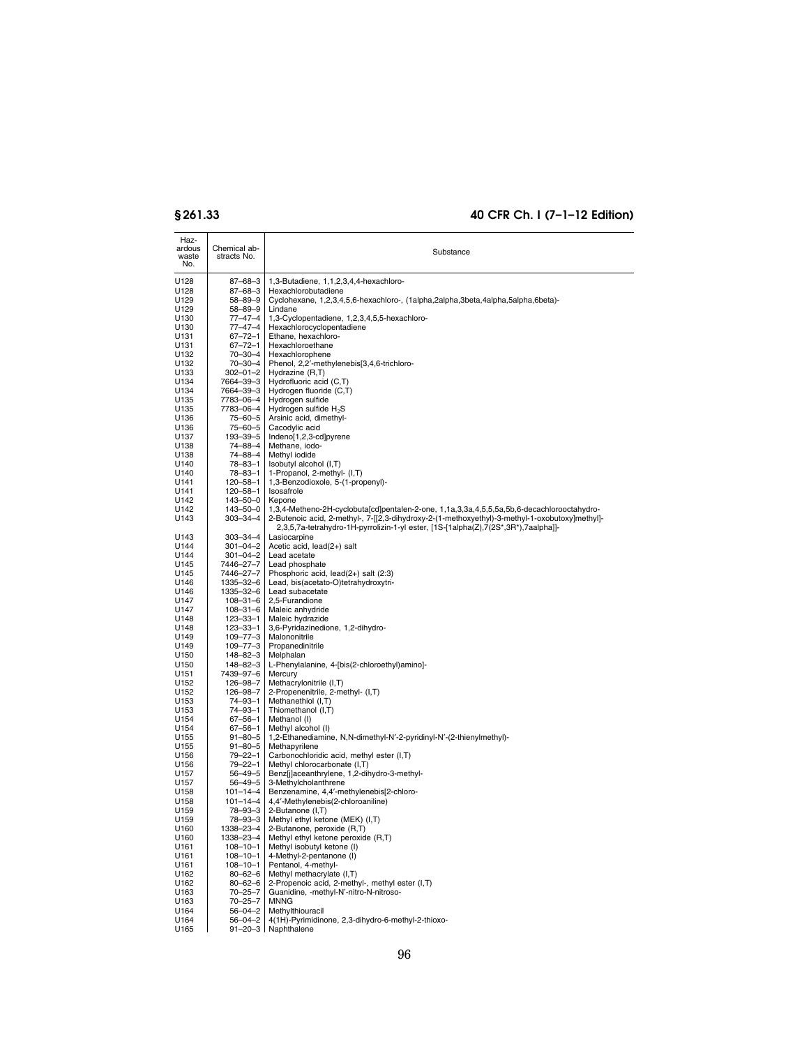| Hazardous waste No. | Chemical abstracts No. | Substance |
|---|---|---|
| U128 | 87–68–3 | 1,3-Butadiene, 1,1,2,3,4,4-hexachloro- |
| U128 | 87–68–3 | Hexachlorobutadiene |
| U129 | 58–89–9 | Cyclohexane, 1,2,3,4,5,6-hexachloro-, (1alpha,2alpha,3beta,4alpha,5alpha,6beta)- |
| U129 | 58–89–9 | Lindane |
| U130 | 77–47–4 | 1,3-Cyclopentadiene, 1,2,3,4,5,5-hexachloro- |
| U130 | 77–47–4 | Hexachlorocyclopentadiene |
| U131 | 67–72–1 | Ethane, hexachloro- |
| U131 | 67–72–1 | Hexachloroethane |
| U132 | 70–30–4 | Hexachlorophene |
| U132 | 70–30–4 | Phenol, 2,2′-methylenebis[3,4,6-trichloro- |
| U133 | 302–01–2 | Hydrazine (R,T) |
| U134 | 7664–39–3 | Hydrofluoric acid (C,T) |
| U134 | 7664–39–3 | Hydrogen fluoride (C,T) |
| U135 | 7783–06–4 | Hydrogen sulfide |
| U135 | 7783–06–4 | Hydrogen sulfide $H_2S$ |
| U136 | 75–60–5 | Arsinic acid, dimethyl- |
| U136 | 75–60–5 | Cacodylic acid |
| U137 | 193–39–5 | Indeno[1,2,3-cd]pyrene |
| U138 | 74–88–4 | Methane, iodo- |
| U138 | 74–88–4 | Methyl iodide |
| U140 | 78–83–1 | Isobutyl alcohol (I,T) |
| U140 | 78–83–1 | 1-Propanol, 2-methyl- (I,T) |
| U141 | 120–58–1 | 1,3-Benzodioxole, 5-(1-propenyl)- |
| U141 | 120–58–1 | Isosafrole |
| U142 | 143–50–0 | Kepone |
| U142 | 143–50–0 | 1,3,4-Metheno-2H-cyclobuta[cd]pentalen-2-one, 1,1a,3,3a,4,5,5,5a,5b,6-decachlorooctahydro- |
| U143 | 303–34–4 | 2-Butenoic acid, 2-methyl-, 7-[[2,3-dihydroxy-2-(1-methoxyethyl)-3-methyl-1-oxobutoxy]methyl]-2,3,5,7a-tetrahydro-1H-pyrrolizin-1-yl ester, [1S-[1alpha(Z),7(2S*,3R*),7aalpha]]- |
| U143 | 303–34–4 | Lasiocarpine |
| U144 | 301–04–2 | Acetic acid, lead(2+) salt |
| U144 | 301–04–2 | Lead acetate |
| U145 | 7446–27–7 | Lead phosphate |
| U145 | 7446–27–7 | Phosphoric acid, lead(2+) salt (2:3) |
| U146 | 1335–32–6 | Lead, bis(acetato-O)tetrahydroxytri- |
| U146 | 1335–32–6 | Lead subacetate |
| U147 | 108–31–6 | 2,5-Furandione |
| U147 | 108–31–6 | Maleic anhydride |
| U148 | 123–33–1 | Maleic hydrazide |
| U148 | 123–33–1 | 3,6-Pyridazinedione, 1,2-dihydro- |
| U149 | 109–77–3 | Malononitrile |
| U149 | 109–77–3 | Propanedinitrile |
| U150 | 148–82–3 | Melphalan |
| U150 | 148–82–3 | L-Phenylalanine, 4-[bis(2-chloroethyl)amino]- |
| U151 | 7439–97–6 | Mercury |
| U152 | 126–98–7 | Methacrylonitrile (I,T) |
| U152 | 126–98–7 | 2-Propenenitrile, 2-methyl- (I,T) |
| U153 | 74–93–1 | Methanethiol (I,T) |
| U153 | 74–93–1 | Thiomethanol (I,T) |
| U154 | 67–56–1 | Methanol (I) |
| U154 | 67–56–1 | Methyl alcohol (I) |
| U155 | 91–80–5 | 1,2-Ethanediamine, N,N-dimethyl-N′-2-pyridinyl-N′-(2-thienylmethyl)- |
| U155 | 91–80–5 | Methapyrilene |
| U156 | 79–22–1 | Carbonochloridic acid, methyl ester (I,T) |
| U156 | 79–22–1 | Methyl chlorocarbonate (I,T) |
| U157 | 56–49–5 | Benz[j]aceanthrylene, 1,2-dihydro-3-methyl- |
| U157 | 56–49–5 | 3-Methylcholanthrene |
| U158 | 101–14–4 | Benzenamine, 4,4′-methylenebis[2-chloro- |
| U158 | 101–14–4 | 4,4′-Methylenebis(2-chloroaniline) |
| U159 | 78–93–3 | 2-Butanone (I,T) |
| U159 | 78–93–3 | Methyl ethyl ketone (MEK) (I,T) |
| U160 | 1338–23–4 | 2-Butanone, peroxide (R,T) |
| U160 | 1338–23–4 | Methyl ethyl ketone peroxide (R,T) |
| U161 | 108–10–1 | Methyl isobutyl ketone (I) |
| U161 | 108–10–1 | 4-Methyl-2-pentanone (I) |
| U161 | 108–10–1 | Pentanol, 4-methyl- |
| U162 | 80–62–6 | Methyl methacrylate (I,T) |
| U162 | 80–62–6 | 2-Propenoic acid, 2-methyl-, methyl ester (I,T) |
| U163 | 70–25–7 | Guanidine, -methyl-N′-nitro-N-nitroso- |
| U163 | 70–25–7 | MNNG |
| U164 | 56–04–2 | Methylthiouracil |
| U164 | 56–04–2 | 4(1H)-Pyrimidinone, 2,3-dihydro-6-methyl-2-thioxo- |
| U165 | 91–20–3 | Naphthalene |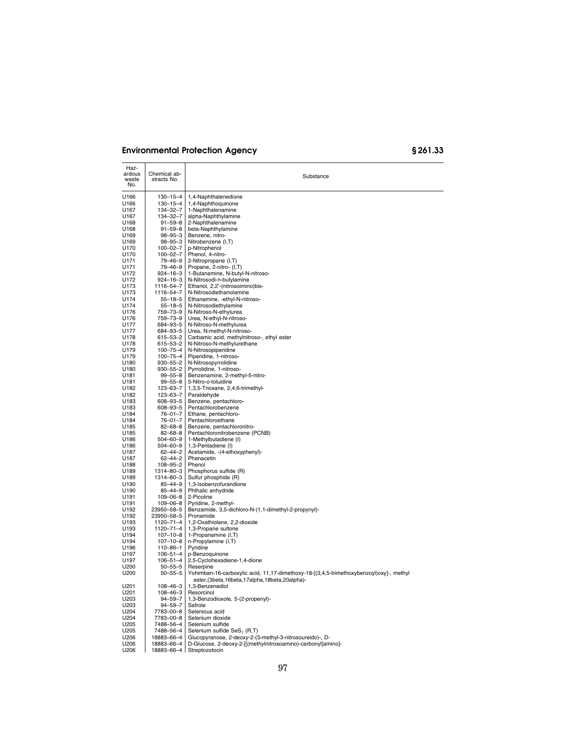| Hazardous waste No. | Chemical abstracts No. | Substance |
|---|---|---|
| U166 | 130–15–4 | 1,4-Naphthalenedione |
| U166 | 130–15–4 | 1,4-Naphthoquinone |
| U167 | 134–32–7 | 1-Naphthalenamine |
| U167 | 134–32–7 | alpha-Naphthylamine |
| U168 | 91–59–8 | 2-Naphthalenamine |
| U168 | 91–59–8 | beta-Naphthylamine |
| U169 | 98–95–3 | Benzene, nitro- |
| U169 | 98–95–3 | Nitrobenzene (I,T) |
| U170 | 100–02–7 | p-Nitrophenol |
| U170 | 100–02–7 | Phenol, 4-nitro- |
| U171 | 79–46–9 | 2-Nitropropane (I,T) |
| U171 | 79–46–9 | Propane, 2-nitro- (I,T) |
| U172 | 924–16–3 | 1-Butanamine, N-butyl-N-nitroso- |
| U172 | 924–16–3 | N-Nitrosodi-n-butylamine |
| U173 | 1116–54–7 | Ethanol, 2,2′-(nitrosoimino)bis- |
| U173 | 1116–54–7 | N-Nitrosodiethanolamine |
| U174 | 55–18–5 | Ethanamine, -ethyl-N-nitroso- |
| U174 | 55–18–5 | N-Nitrosodiethylamine |
| U176 | 759–73–9 | N-Nitroso-N-ethylurea |
| U176 | 759–73–9 | Urea, N-ethyl-N-nitroso- |
| U177 | 684–93–5 | N-Nitroso-N-methylurea |
| U177 | 684–93–5 | Urea, N-methyl-N-nitroso- |
| U178 | 615–53–2 | Carbamic acid, methylnitroso-, ethyl ester |
| U178 | 615–53–2 | N-Nitroso-N-methylurethane |
| U179 | 100–75–4 | N-Nitrosopiperidine |
| U179 | 100–75–4 | Piperidine, 1-nitroso- |
| U180 | 930–55–2 | N-Nitrosopyrrolidine |
| U180 | 930–55–2 | Pyrrolidine, 1-nitroso- |
| U181 | 99–55–8 | Benzenamine, 2-methyl-5-nitro- |
| U181 | 99–55–8 | 5-Nitro-o-toluidine |
| U182 | 123–63–7 | 1,3,5-Trioxane, 2,4,6-trimethyl- |
| U182 | 123–63–7 | Paraldehyde |
| U183 | 608–93–5 | Benzene, pentachloro- |
| U183 | 608–93–5 | Pentachlorobenzene |
| U184 | 76–01–7 | Ethane, pentachloro- |
| U184 | 76–01–7 | Pentachloroethane |
| U185 | 82–68–8 | Benzene, pentachloronitro- |
| U185 | 82–68–8 | Pentachloronitrobenzene (PCNB) |
| U186 | 504–60–9 | 1-Methylbutadiene (I) |
| U186 | 504–60–9 | 1,3-Pentadiene (I) |
| U187 | 62–44–2 | Acetamide, -(4-ethoxyphenyl)- |
| U187 | 62–44–2 | Phenacetin |
| U188 | 108–95–2 | Phenol |
| U189 | 1314–80–3 | Phosphorus sulfide (R) |
| U189 | 1314–80–3 | Sulfur phosphide (R) |
| U190 | 85–44–9 | 1,3-Isobenzofurandione |
| U190 | 85–44–9 | Phthalic anhydride |
| U191 | 109–06–8 | 2-Picoline |
| U191 | 109–06–8 | Pyridine, 2-methyl- |
| U192 | 23950–58–5 | Benzamide, 3,5-dichloro-N-(1,1-dimethyl-2-propynyl)- |
| U192 | 23950–58–5 | Pronamide |
| U193 | 1120–71–4 | 1,2-Oxathiolane, 2,2-dioxide |
| U193 | 1120–71–4 | 1,3-Propane sultone |
| U194 | 107–10–8 | 1-Propanamine (I,T) |
| U194 | 107–10–8 | n-Propylamine (I,T) |
| U196 | 110–86–1 | Pyridine |
| U197 | 106–51–4 | p-Benzoquinone |
| U197 | 106–51–4 | 2,5-Cyclohexadiene-1,4-dione |
| U200 | 50–55–5 | Reserpine |
| U200 | 50–55–5 | Yohimban-16-carboxylic acid, 11,17-dimethoxy-18-[(3,4,5-trimethoxybenzoyl)oxy]-, methyl ester,(3beta,16beta,17alpha,18beta,20alpha)- |
| U201 | 108–46–3 | 1,3-Benzenediol |
| U201 | 108–46–3 | Resorcinol |
| U203 | 94–59–7 | 1,3-Benzodioxole, 5-(2-propenyl)- |
| U203 | 94–59–7 | Safrole |
| U204 | 7783–00–8 | Selenious acid |
| U204 | 7783–00–8 | Selenium dioxide |
| U205 | 7488–56–4 | Selenium sulfide |
| U205 | 7488–56–4 | Selenium sulfide $SeS_2$ (R,T) |
| U206 | 18883–66–4 | Glucopyranose, 2-deoxy-2-(3-methyl-3-nitrosoureido)-, D- |
| U206 | 18883–66–4 | D-Glucose, 2-deoxy-2-[[(methylnitrosoamino)-carbonyl]amino]- |
| U206 | 18883–66–4 | Streptozotocin |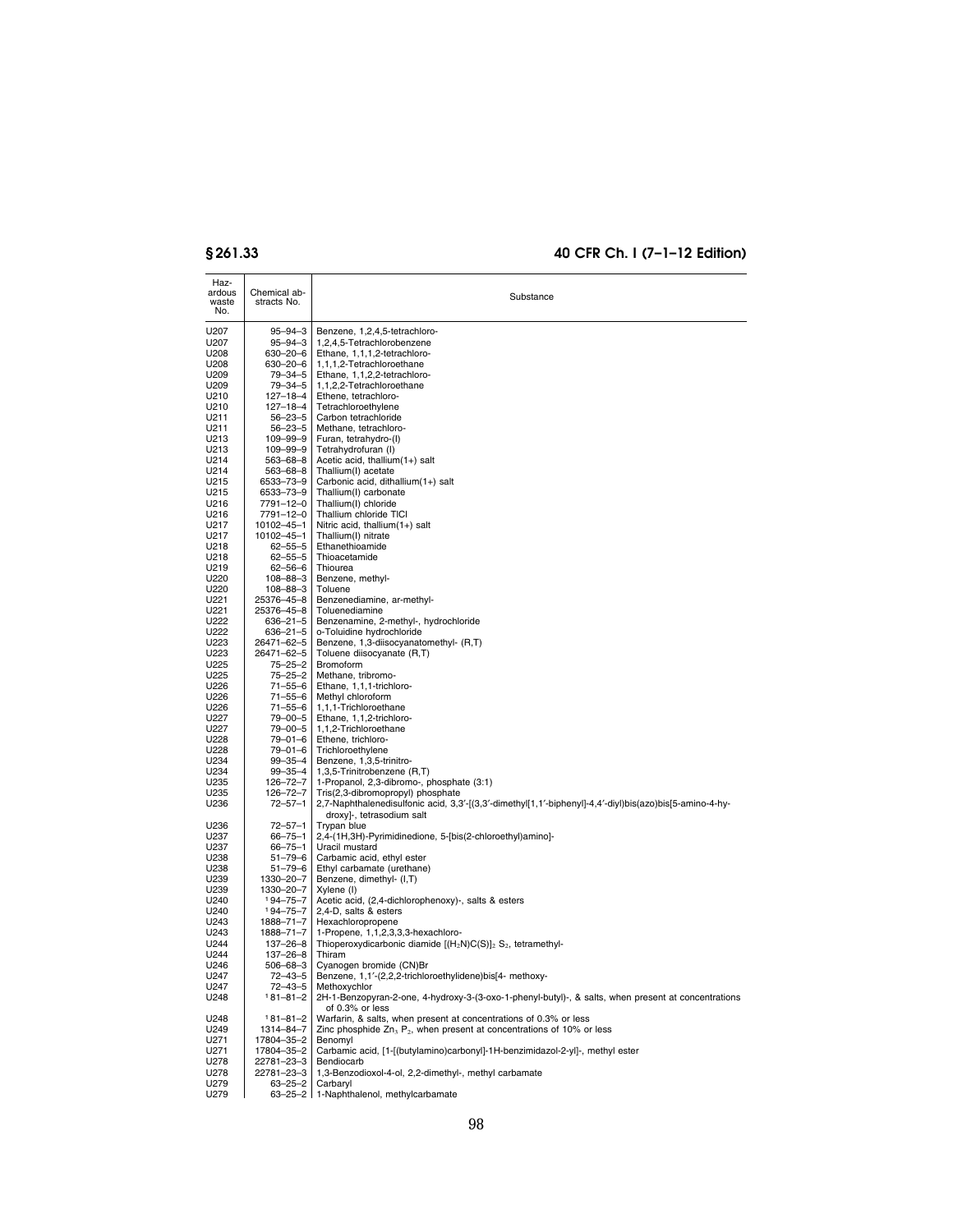| Hazardous waste No. | Chemical abstracts No. | Substance |
|---|---|---|
| U207 | 95–94–3 | Benzene, 1,2,4,5-tetrachloro- |
| U207 | 95–94–3 | 1,2,4,5-Tetrachlorobenzene |
| U208 | 630–20–6 | Ethane, 1,1,1,2-tetrachloro- |
| U208 | 630–20–6 | 1,1,1,2-Tetrachloroethane |
| U209 | 79–34–5 | Ethane, 1,1,2,2-tetrachloro- |
| U209 | 79–34–5 | 1,1,2,2-Tetrachloroethane |
| U210 | 127–18–4 | Ethene, tetrachloro- |
| U210 | 127–18–4 | Tetrachloroethylene |
| U211 | 56–23–5 | Carbon tetrachloride |
| U211 | 56–23–5 | Methane, tetrachloro- |
| U213 | 109–99–9 | Furan, tetrahydro-(I) |
| U213 | 109–99–9 | Tetrahydrofuran (I) |
| U214 | 563–68–8 | Acetic acid, thallium(1+) salt |
| U214 | 563–68–8 | Thallium(I) acetate |
| U215 | 6533–73–9 | Carbonic acid, dithallium(1+) salt |
| U215 | 6533–73–9 | Thallium(I) carbonate |
| U216 | 7791–12–0 | Thallium(I) chloride |
| U216 | 7791–12–0 | Thallium chloride TlCl |
| U217 | 10102–45–1 | Nitric acid, thallium(1+) salt |
| U217 | 10102–45–1 | Thallium(I) nitrate |
| U218 | 62–55–5 | Ethanethioamide |
| U218 | 62–55–5 | Thioacetamide |
| U219 | 62–56–6 | Thiourea |
| U220 | 108–88–3 | Benzene, methyl- |
| U220 | 108–88–3 | Toluene |
| U221 | 25376–45–8 | Benzenediamine, ar-methyl- |
| U221 | 25376–45–8 | Toluenediamine |
| U222 | 636–21–5 | Benzenamine, 2-methyl-, hydrochloride |
| U222 | 636–21–5 | o-Toluidine hydrochloride |
| U223 | 26471–62–5 | Benzene, 1,3-diisocyanatomethyl- (R,T) |
| U223 | 26471–62–5 | Toluene diisocyanate (R,T) |
| U225 | 75–25–2 | Bromoform |
| U225 | 75–25–2 | Methane, tribromo- |
| U226 | 71–55–6 | Ethane, 1,1,1-trichloro- |
| U226 | 71–55–6 | Methyl chloroform |
| U226 | 71–55–6 | 1,1,1-Trichloroethane |
| U227 | 79–00–5 | Ethane, 1,1,2-trichloro- |
| U227 | 79–00–5 | 1,1,2-Trichloroethane |
| U228 | 79–01–6 | Ethene, trichloro- |
| U228 | 79–01–6 | Trichloroethylene |
| U234 | 99–35–4 | Benzene, 1,3,5-trinitro- |
| U234 | 99–35–4 | 1,3,5-Trinitrobenzene (R,T) |
| U235 | 126–72–7 | 1-Propanol, 2,3-dibromo-, phosphate (3:1) |
| U235 | 126–72–7 | Tris(2,3-dibromopropyl) phosphate |
| U236 | 72–57–1 | 2,7-Naphthalenedisulfonic acid, 3,3′-[(3,3′-dimethyl[1,1′-biphenyl]-4,4′-diyl)bis(azo)bis[5-amino-4-hydroxy]-, tetrasodium salt |
| U236 | 72–57–1 | Trypan blue |
| U237 | 66–75–1 | 2,4-(1H,3H)-Pyrimidinedione, 5-[bis(2-chloroethyl)amino]- |
| U237 | 66–75–1 | Uracil mustard |
| U238 | 51–79–6 | Carbamic acid, ethyl ester |
| U238 | 51–79–6 | Ethyl carbamate (urethane) |
| U239 | 1330–20–7 | Benzene, dimethyl- (I,T) |
| U239 | 1330–20–7 | Xylene (I) |
| U240 | [1] 94–75–7 | Acetic acid, (2,4-dichlorophenoxy)-, salts & esters |
| U240 | [1] 94–75–7 | 2,4-D, salts & esters |
| U243 | 1888–71–7 | Hexachloropropene |
| U243 | 1888–71–7 | 1-Propene, 1,1,2,3,3,3-hexachloro- |
| U244 | 137–26–8 | Thioperoxydicarbonic diamide $[(H_2N)C(S)]_2$ $S_2$, tetramethyl- |
| U244 | 137–26–8 | Thiram |
| U246 | 506–68–3 | Cyanogen bromide (CN)Br |
| U247 | 72–43–5 | Benzene, 1,1′-(2,2,2-trichloroethylidene)bis[4- methoxy- |
| U247 | 72–43–5 | Methoxychlor |
| U248 | [1] 81–81–2 | 2H-1-Benzopyran-2-one, 4-hydroxy-3-(3-oxo-1-phenyl-butyl)-, & salts, when present at concentrations of 0.3% or less |
| U248 | [1] 81–81–2 | Warfarin, & salts, when present at concentrations of 0.3% or less |
| U249 | 1314–84–7 | Zinc phosphide $Zn_3$ $P_2$, when present at concentrations of 10% or less |
| U271 | 17804–35–2 | Benomyl |
| U271 | 17804–35–2 | Carbamic acid, [1-[(butylamino)carbonyl]-1H-benzimidazol-2-yl]-, methyl ester |
| U278 | 22781–23–3 | Bendiocarb |
| U278 | 22781–23–3 | 1,3-Benzodioxol-4-ol, 2,2-dimethyl-, methyl carbamate |
| U279 | 63–25–2 | Carbaryl |
| U279 | 63–25–2 | 1-Naphthalenol, methylcarbamate |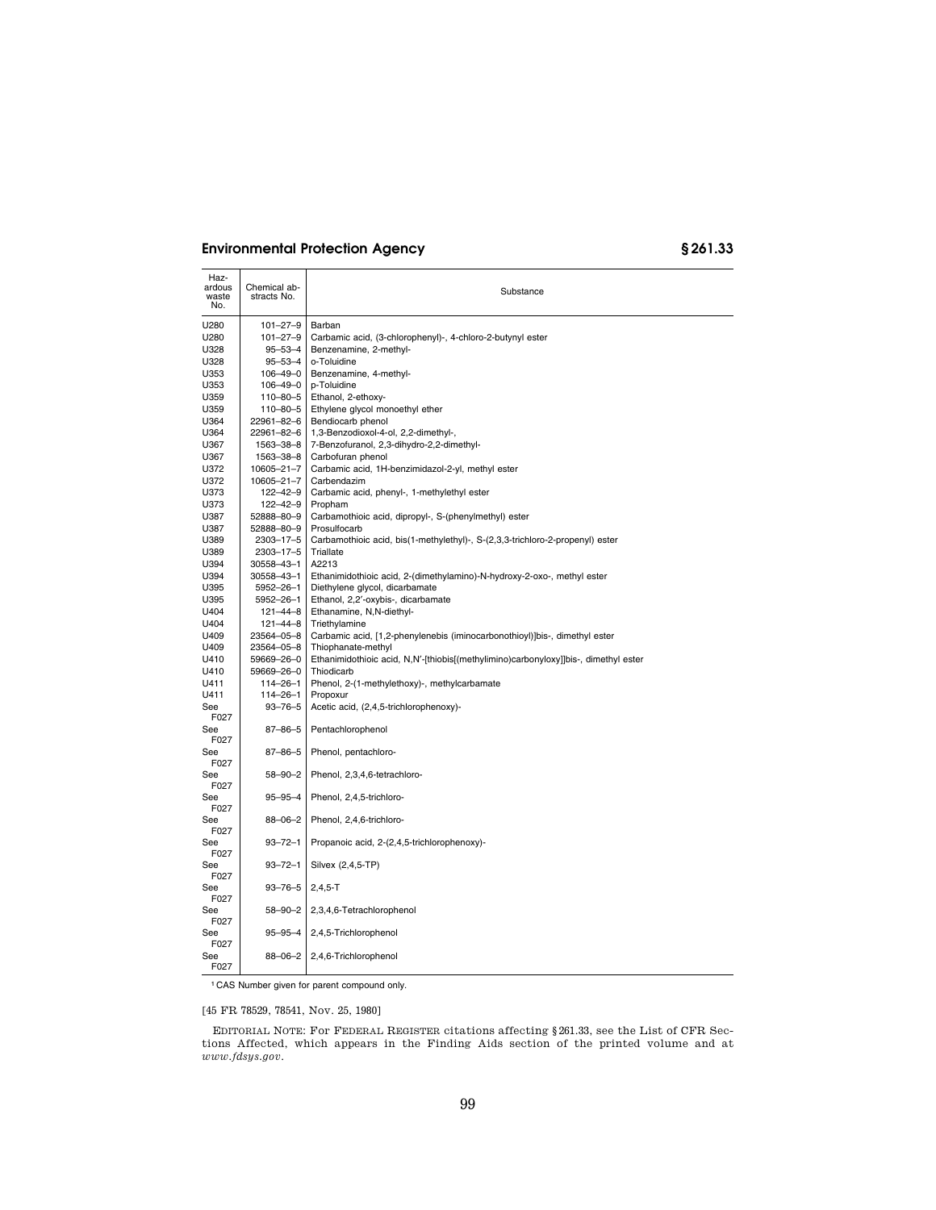| Hazardous waste No. | Chemical abstracts No. | Substance |
|---|---|---|
| U280 | 101–27–9 | Barban |
| U280 | 101–27–9 | Carbamic acid, (3-chlorophenyl)-, 4-chloro-2-butynyl ester |
| U328 | 95–53–4 | Benzenamine, 2-methyl- |
| U328 | 95–53–4 | o-Toluidine |
| U353 | 106–49–0 | Benzenamine, 4-methyl- |
| U353 | 106–49–0 | p-Toluidine |
| U359 | 110–80–5 | Ethanol, 2-ethoxy- |
| U359 | 110–80–5 | Ethylene glycol monoethyl ether |
| U364 | 22961–82–6 | Bendiocarb phenol |
| U364 | 22961–82–6 | 1,3-Benzodioxol-4-ol, 2,2-dimethyl-, |
| U367 | 1563–38–8 | 7-Benzofuranol, 2,3-dihydro-2,2-dimethyl- |
| U367 | 1563–38–8 | Carbofuran phenol |
| U372 | 10605–21–7 | Carbamic acid, 1H-benzimidazol-2-yl, methyl ester |
| U372 | 10605–21–7 | Carbendazim |
| U373 | 122–42–9 | Carbamic acid, phenyl-, 1-methylethyl ester |
| U373 | 122–42–9 | Propham |
| U387 | 52888–80–9 | Carbamothioic acid, dipropyl-, S-(phenylmethyl) ester |
| U387 | 52888–80–9 | Prosulfocarb |
| U389 | 2303–17–5 | Carbamothioic acid, bis(1-methylethyl)-, S-(2,3,3-trichloro-2-propenyl) ester |
| U389 | 2303–17–5 | Triallate |
| U394 | 30558–43–1 | A2213 |
| U394 | 30558–43–1 | Ethanimidothioic acid, 2-(dimethylamino)-N-hydroxy-2-oxo-, methyl ester |
| U395 | 5952–26–1 | Diethylene glycol, dicarbamate |
| U395 | 5952–26–1 | Ethanol, 2,2′-oxybis-, dicarbamate |
| U404 | 121–44–8 | Ethanamine, N,N-diethyl- |
| U404 | 121–44–8 | Triethylamine |
| U409 | 23564–05–8 | Carbamic acid, [1,2-phenylenebis (iminocarbonothioyl)]bis-, dimethyl ester |
| U409 | 23564–05–8 | Thiophanate-methyl |
| U410 | 59669–26–0 | Ethanimidothioic acid, N,N′-[thiobis[(methylimino)carbonyloxy]]bis-, dimethyl ester |
| U410 | 59669–26–0 | Thiodicarb |
| U411 | 114–26–1 | Phenol, 2-(1-methylethoxy)-, methylcarbamate |
| U411 | 114–26–1 | Propoxur |
| See F027 | 93–76–5 | Acetic acid, (2,4,5-trichlorophenoxy)- |
| See F027 | 87–86–5 | Pentachlorophenol |
| See F027 | 87–86–5 | Phenol, pentachloro- |
| See F027 | 58–90–2 | Phenol, 2,3,4,6-tetrachloro- |
| See F027 | 95–95–4 | Phenol, 2,4,5-trichloro- |
| See F027 | 88–06–2 | Phenol, 2,4,6-trichloro- |
| See F027 | 93–72–1 | Propanoic acid, 2-(2,4,5-trichlorophenoxy)- |
| See F027 | 93–72–1 | Silvex (2,4,5-TP) |
| See F027 | 93–76–5 | 2,4,5-T |
| See F027 | 58–90–2 | 2,3,4,6-Tetrachlorophenol |
| See F027 | 95–95–4 | 2,4,5-Trichlorophenol |
| See F027 | 88–06–2 | 2,4,6-Trichlorophenol |

[1] CAS Number given for parent compound only.

[45 FR 78529, 78541, Nov. 25, 1980]

EDITORIAL NOTE: For FEDERAL REGISTER citations affecting §261.33, see the List of CFR Sections Affected, which appears in the Finding Aids section of the printed volume and at *www.fdsys.gov*.